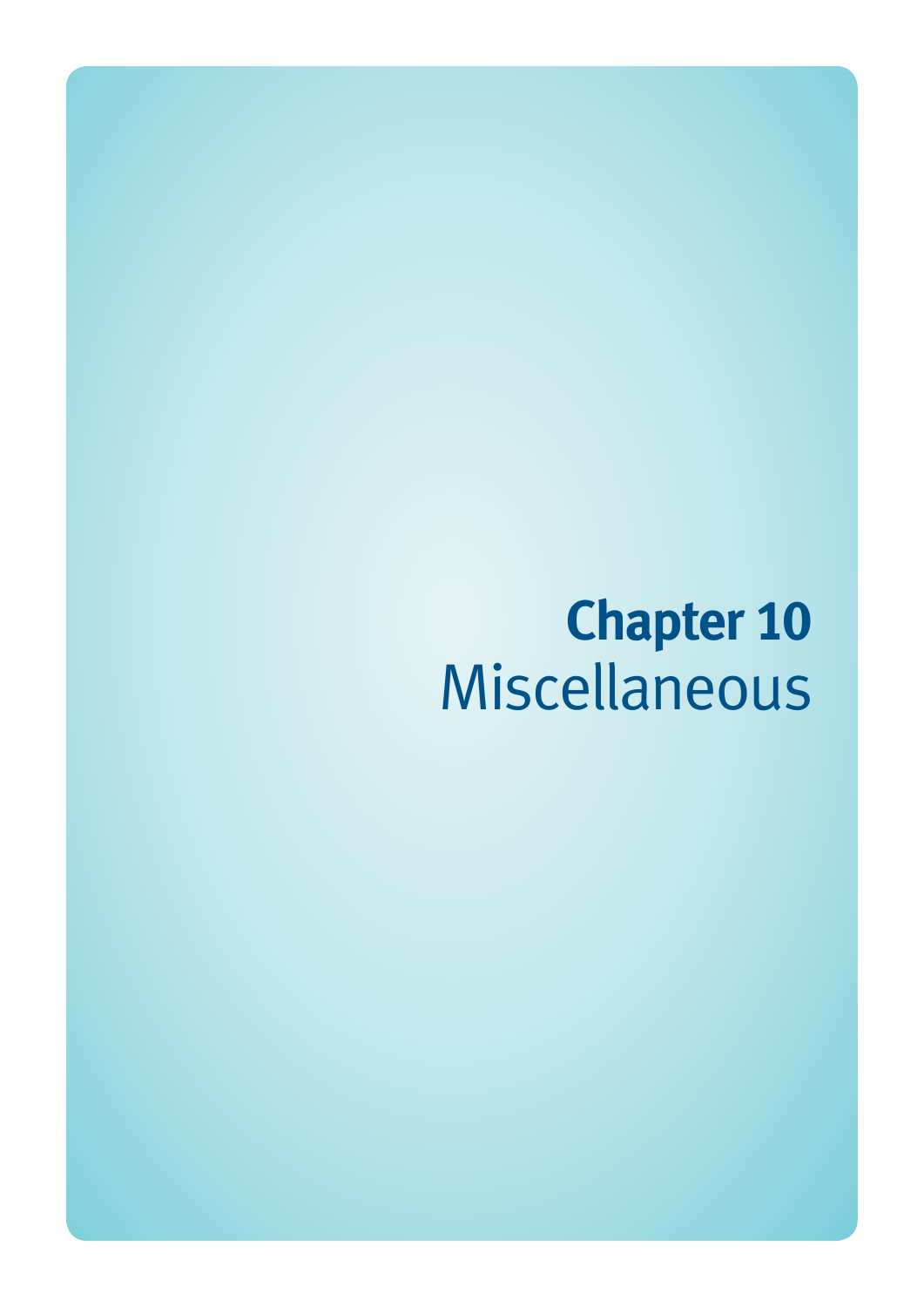# Chapter 10
Miscellaneous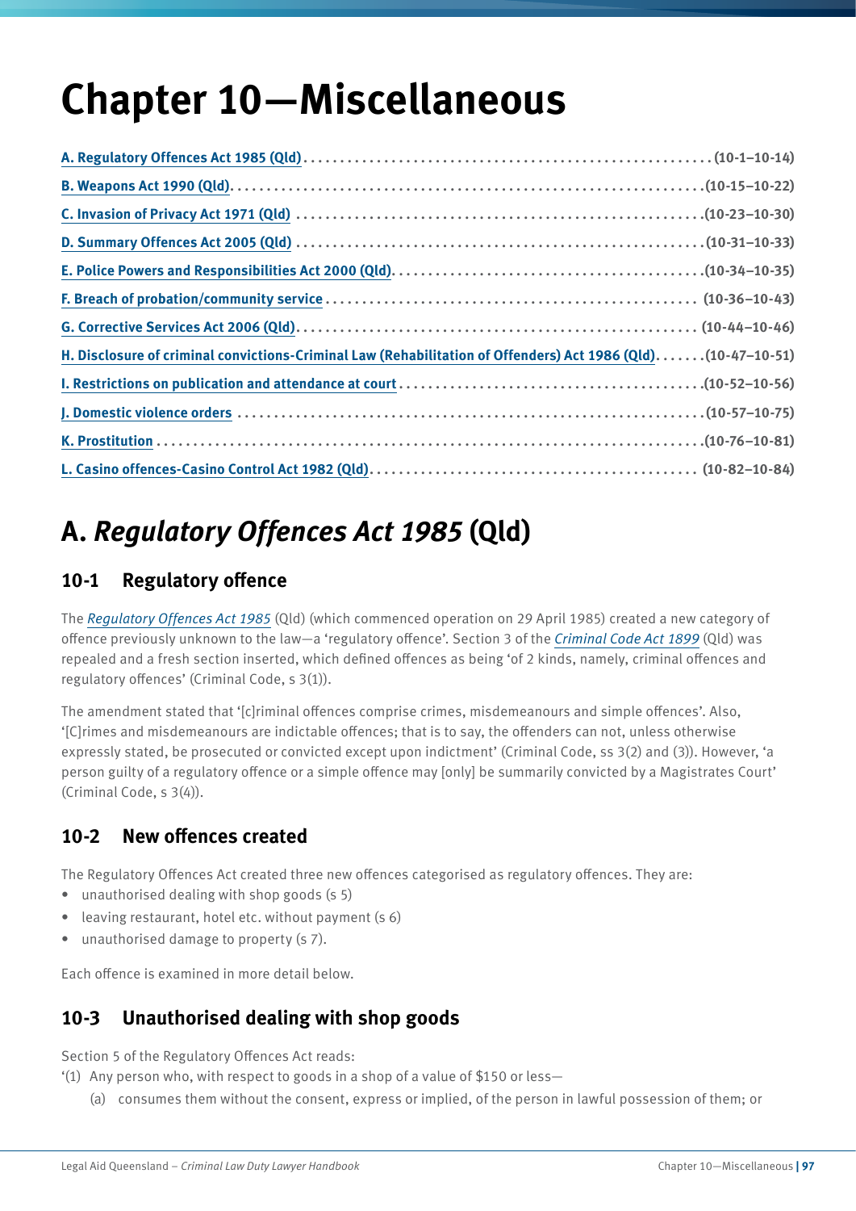# Chapter 10—Miscellaneous

- A. Regulatory Offences Act 1985 (Qld) (10-1–10-14)
- B. Weapons Act 1990 (Qld) (10-15–10-22)
- C. Invasion of Privacy Act 1971 (Qld) (10-23–10-30)
- D. Summary Offences Act 2005 (Qld) (10-31–10-33)
- E. Police Powers and Responsibilities Act 2000 (Qld) (10-34–10-35)
- F. Breach of probation/community service (10-36–10-43)
- G. Corrective Services Act 2006 (Qld) (10-44–10-46)
- H. Disclosure of criminal convictions-Criminal Law (Rehabilitation of Offenders) Act 1986 (Qld) (10-47–10-51)
- I. Restrictions on publication and attendance at court (10-52–10-56)
- J. Domestic violence orders (10-57–10-75)
- K. Prostitution (10-76–10-81)
- L. Casino offences-Casino Control Act 1982 (Qld) (10-82–10-84)

## A. *Regulatory Offences Act 1985* (Qld)

### 10-1 Regulatory offence

The *Regulatory Offences Act 1985* (Qld) (which commenced operation on 29 April 1985) created a new category of offence previously unknown to the law—a 'regulatory offence'. Section 3 of the *Criminal Code Act 1899* (Qld) was repealed and a fresh section inserted, which defined offences as being 'of 2 kinds, namely, criminal offences and regulatory offences' (Criminal Code, s 3(1)).

The amendment stated that '[c]riminal offences comprise crimes, misdemeanours and simple offences'. Also, '[C]rimes and misdemeanours are indictable offences; that is to say, the offenders can not, unless otherwise expressly stated, be prosecuted or convicted except upon indictment' (Criminal Code, ss 3(2) and (3)). However, 'a person guilty of a regulatory offence or a simple offence may [only] be summarily convicted by a Magistrates Court' (Criminal Code, s 3(4)).

### 10-2 New offences created

The Regulatory Offences Act created three new offences categorised as regulatory offences. They are:

- unauthorised dealing with shop goods (s 5)
- leaving restaurant, hotel etc. without payment (s 6)
- unauthorised damage to property (s 7).

Each offence is examined in more detail below.

### 10-3 Unauthorised dealing with shop goods

Section 5 of the Regulatory Offences Act reads:

'(1) Any person who, with respect to goods in a shop of a value of $150 or less—

(a) consumes them without the consent, express or implied, of the person in lawful possession of them; or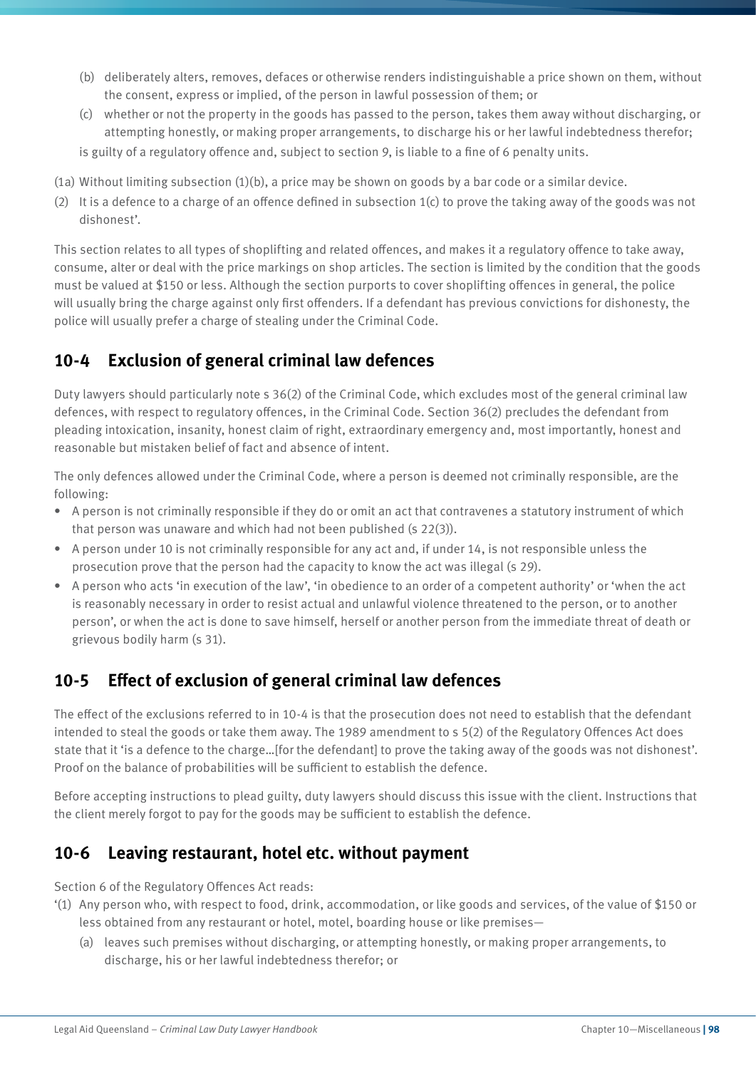(b) deliberately alters, removes, defaces or otherwise renders indistinguishable a price shown on them, without the consent, express or implied, of the person in lawful possession of them; or

(c) whether or not the property in the goods has passed to the person, takes them away without discharging, or attempting honestly, or making proper arrangements, to discharge his or her lawful indebtedness therefor;

is guilty of a regulatory offence and, subject to section 9, is liable to a fine of 6 penalty units.

(1a) Without limiting subsection (1)(b), a price may be shown on goods by a bar code or a similar device.

(2) It is a defence to a charge of an offence defined in subsection 1(c) to prove the taking away of the goods was not dishonest'.

This section relates to all types of shoplifting and related offences, and makes it a regulatory offence to take away, consume, alter or deal with the price markings on shop articles. The section is limited by the condition that the goods must be valued at $150 or less. Although the section purports to cover shoplifting offences in general, the police will usually bring the charge against only first offenders. If a defendant has previous convictions for dishonesty, the police will usually prefer a charge of stealing under the Criminal Code.

## 10-4 Exclusion of general criminal law defences

Duty lawyers should particularly note s 36(2) of the Criminal Code, which excludes most of the general criminal law defences, with respect to regulatory offences, in the Criminal Code. Section 36(2) precludes the defendant from pleading intoxication, insanity, honest claim of right, extraordinary emergency and, most importantly, honest and reasonable but mistaken belief of fact and absence of intent.

The only defences allowed under the Criminal Code, where a person is deemed not criminally responsible, are the following:

- A person is not criminally responsible if they do or omit an act that contravenes a statutory instrument of which that person was unaware and which had not been published (s 22(3)).
- A person under 10 is not criminally responsible for any act and, if under 14, is not responsible unless the prosecution prove that the person had the capacity to know the act was illegal (s 29).
- A person who acts 'in execution of the law', 'in obedience to an order of a competent authority' or 'when the act is reasonably necessary in order to resist actual and unlawful violence threatened to the person, or to another person', or when the act is done to save himself, herself or another person from the immediate threat of death or grievous bodily harm (s 31).

## 10-5 Effect of exclusion of general criminal law defences

The effect of the exclusions referred to in 10-4 is that the prosecution does not need to establish that the defendant intended to steal the goods or take them away. The 1989 amendment to s 5(2) of the Regulatory Offences Act does state that it 'is a defence to the charge…[for the defendant] to prove the taking away of the goods was not dishonest'. Proof on the balance of probabilities will be sufficient to establish the defence.

Before accepting instructions to plead guilty, duty lawyers should discuss this issue with the client. Instructions that the client merely forgot to pay for the goods may be sufficient to establish the defence.

## 10-6 Leaving restaurant, hotel etc. without payment

Section 6 of the Regulatory Offences Act reads:

'(1) Any person who, with respect to food, drink, accommodation, or like goods and services, of the value of $150 or less obtained from any restaurant or hotel, motel, boarding house or like premises—

(a) leaves such premises without discharging, or attempting honestly, or making proper arrangements, to discharge, his or her lawful indebtedness therefor; or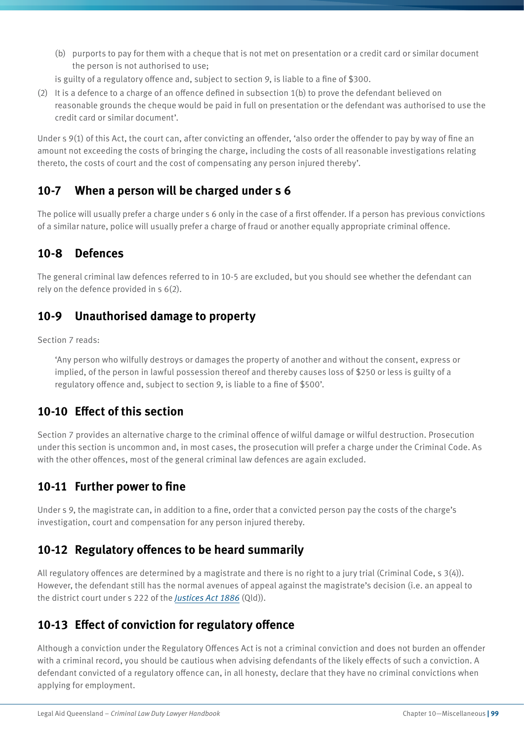(b) purports to pay for them with a cheque that is not met on presentation or a credit card or similar document the person is not authorised to use;

is guilty of a regulatory offence and, subject to section 9, is liable to a fine of $300.

(2) It is a defence to a charge of an offence defined in subsection 1(b) to prove the defendant believed on reasonable grounds the cheque would be paid in full on presentation or the defendant was authorised to use the credit card or similar document'.

Under s 9(1) of this Act, the court can, after convicting an offender, 'also order the offender to pay by way of fine an amount not exceeding the costs of bringing the charge, including the costs of all reasonable investigations relating thereto, the costs of court and the cost of compensating any person injured thereby'.

## 10-7 When a person will be charged under s 6

The police will usually prefer a charge under s 6 only in the case of a first offender. If a person has previous convictions of a similar nature, police will usually prefer a charge of fraud or another equally appropriate criminal offence.

## 10-8 Defences

The general criminal law defences referred to in 10-5 are excluded, but you should see whether the defendant can rely on the defence provided in s 6(2).

## 10-9 Unauthorised damage to property

Section 7 reads:

> 'Any person who wilfully destroys or damages the property of another and without the consent, express or implied, of the person in lawful possession thereof and thereby causes loss of $250 or less is guilty of a regulatory offence and, subject to section 9, is liable to a fine of $500'.

## 10-10 Effect of this section

Section 7 provides an alternative charge to the criminal offence of wilful damage or wilful destruction. Prosecution under this section is uncommon and, in most cases, the prosecution will prefer a charge under the Criminal Code. As with the other offences, most of the general criminal law defences are again excluded.

## 10-11 Further power to fine

Under s 9, the magistrate can, in addition to a fine, order that a convicted person pay the costs of the charge's investigation, court and compensation for any person injured thereby.

## 10-12 Regulatory offences to be heard summarily

All regulatory offences are determined by a magistrate and there is no right to a jury trial (Criminal Code, s 3(4)). However, the defendant still has the normal avenues of appeal against the magistrate's decision (i.e. an appeal to the district court under s 222 of the *Justices Act 1886* (Qld)).

## 10-13 Effect of conviction for regulatory offence

Although a conviction under the Regulatory Offences Act is not a criminal conviction and does not burden an offender with a criminal record, you should be cautious when advising defendants of the likely effects of such a conviction. A defendant convicted of a regulatory offence can, in all honesty, declare that they have no criminal convictions when applying for employment.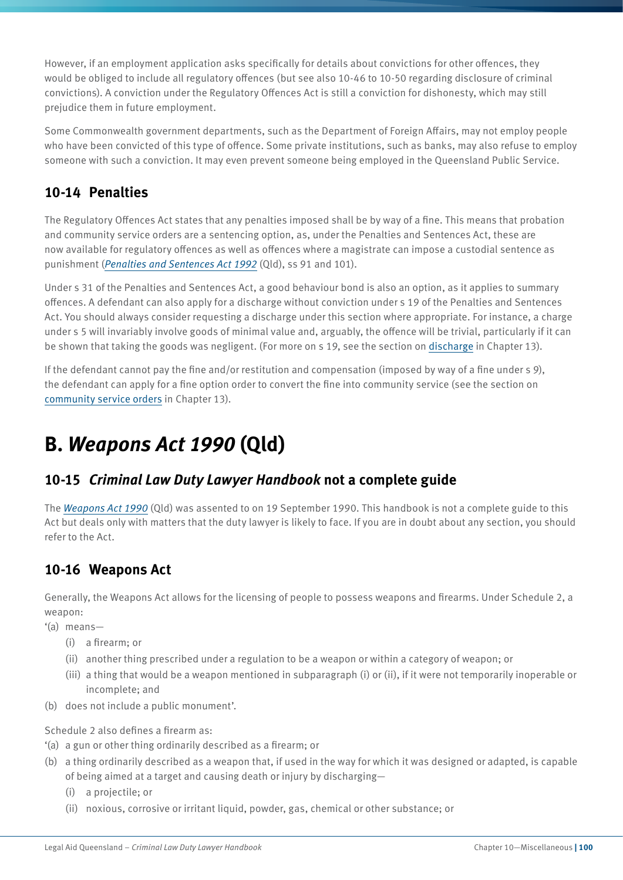However, if an employment application asks specifically for details about convictions for other offences, they would be obliged to include all regulatory offences (but see also 10-46 to 10-50 regarding disclosure of criminal convictions). A conviction under the Regulatory Offences Act is still a conviction for dishonesty, which may still prejudice them in future employment.

Some Commonwealth government departments, such as the Department of Foreign Affairs, may not employ people who have been convicted of this type of offence. Some private institutions, such as banks, may also refuse to employ someone with such a conviction. It may even prevent someone being employed in the Queensland Public Service.

### 10-14 Penalties

The Regulatory Offences Act states that any penalties imposed shall be by way of a fine. This means that probation and community service orders are a sentencing option, as, under the Penalties and Sentences Act, these are now available for regulatory offences as well as offences where a magistrate can impose a custodial sentence as punishment (*Penalties and Sentences Act 1992* (Qld), ss 91 and 101).

Under s 31 of the Penalties and Sentences Act, a good behaviour bond is also an option, as it applies to summary offences. A defendant can also apply for a discharge without conviction under s 19 of the Penalties and Sentences Act. You should always consider requesting a discharge under this section where appropriate. For instance, a charge under s 5 will invariably involve goods of minimal value and, arguably, the offence will be trivial, particularly if it can be shown that taking the goods was negligent. (For more on s 19, see the section on discharge in Chapter 13).

If the defendant cannot pay the fine and/or restitution and compensation (imposed by way of a fine under s 9), the defendant can apply for a fine option order to convert the fine into community service (see the section on community service orders in Chapter 13).

## B. *Weapons Act 1990* (Qld)

### 10-15 *Criminal Law Duty Lawyer Handbook* not a complete guide

The *Weapons Act 1990* (Qld) was assented to on 19 September 1990. This handbook is not a complete guide to this Act but deals only with matters that the duty lawyer is likely to face. If you are in doubt about any section, you should refer to the Act.

### 10-16 Weapons Act

Generally, the Weapons Act allows for the licensing of people to possess weapons and firearms. Under Schedule 2, a weapon:

'(a) means—
- (i) a firearm; or
- (ii) another thing prescribed under a regulation to be a weapon or within a category of weapon; or
- (iii) a thing that would be a weapon mentioned in subparagraph (i) or (ii), if it were not temporarily inoperable or incomplete; and

(b) does not include a public monument'.

Schedule 2 also defines a firearm as:

'(a) a gun or other thing ordinarily described as a firearm; or

(b) a thing ordinarily described as a weapon that, if used in the way for which it was designed or adapted, is capable of being aimed at a target and causing death or injury by discharging—
- (i) a projectile; or
- (ii) noxious, corrosive or irritant liquid, powder, gas, chemical or other substance; or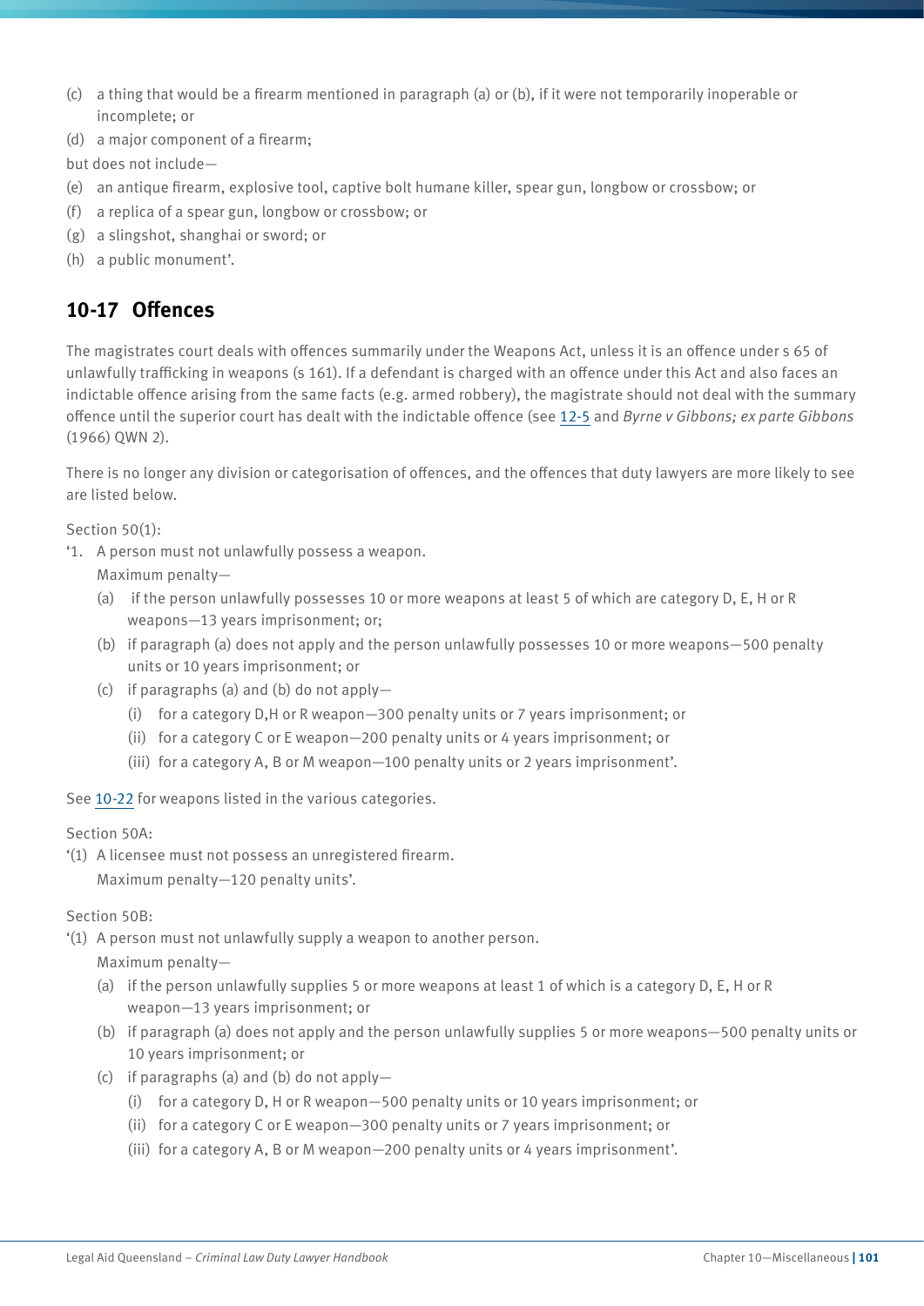(c) a thing that would be a firearm mentioned in paragraph (a) or (b), if it were not temporarily inoperable or incomplete; or

(d) a major component of a firearm;

but does not include—

(e) an antique firearm, explosive tool, captive bolt humane killer, spear gun, longbow or crossbow; or

(f) a replica of a spear gun, longbow or crossbow; or

(g) a slingshot, shanghai or sword; or

(h) a public monument'.

## 10-17 Offences

The magistrates court deals with offences summarily under the Weapons Act, unless it is an offence under s 65 of unlawfully trafficking in weapons (s 161). If a defendant is charged with an offence under this Act and also faces an indictable offence arising from the same facts (e.g. armed robbery), the magistrate should not deal with the summary offence until the superior court has dealt with the indictable offence (see 12-5 and *Byrne v Gibbons; ex parte Gibbons* (1966) QWN 2).

There is no longer any division or categorisation of offences, and the offences that duty lawyers are more likely to see are listed below.

Section 50(1):

'1. A person must not unlawfully possess a weapon.

Maximum penalty—

- (a) if the person unlawfully possesses 10 or more weapons at least 5 of which are category D, E, H or R weapons—13 years imprisonment; or;
- (b) if paragraph (a) does not apply and the person unlawfully possesses 10 or more weapons—500 penalty units or 10 years imprisonment; or
- (c) if paragraphs (a) and (b) do not apply—
  - (i) for a category D,H or R weapon—300 penalty units or 7 years imprisonment; or
  - (ii) for a category C or E weapon—200 penalty units or 4 years imprisonment; or
  - (iii) for a category A, B or M weapon—100 penalty units or 2 years imprisonment'.

See 10-22 for weapons listed in the various categories.

Section 50A:

'(1) A licensee must not possess an unregistered firearm.

Maximum penalty—120 penalty units'.

Section 50B:

'(1) A person must not unlawfully supply a weapon to another person.

Maximum penalty—

- (a) if the person unlawfully supplies 5 or more weapons at least 1 of which is a category D, E, H or R weapon—13 years imprisonment; or
- (b) if paragraph (a) does not apply and the person unlawfully supplies 5 or more weapons—500 penalty units or 10 years imprisonment; or
- (c) if paragraphs (a) and (b) do not apply—
  - (i) for a category D, H or R weapon—500 penalty units or 10 years imprisonment; or
  - (ii) for a category C or E weapon—300 penalty units or 7 years imprisonment; or
  - (iii) for a category A, B or M weapon—200 penalty units or 4 years imprisonment'.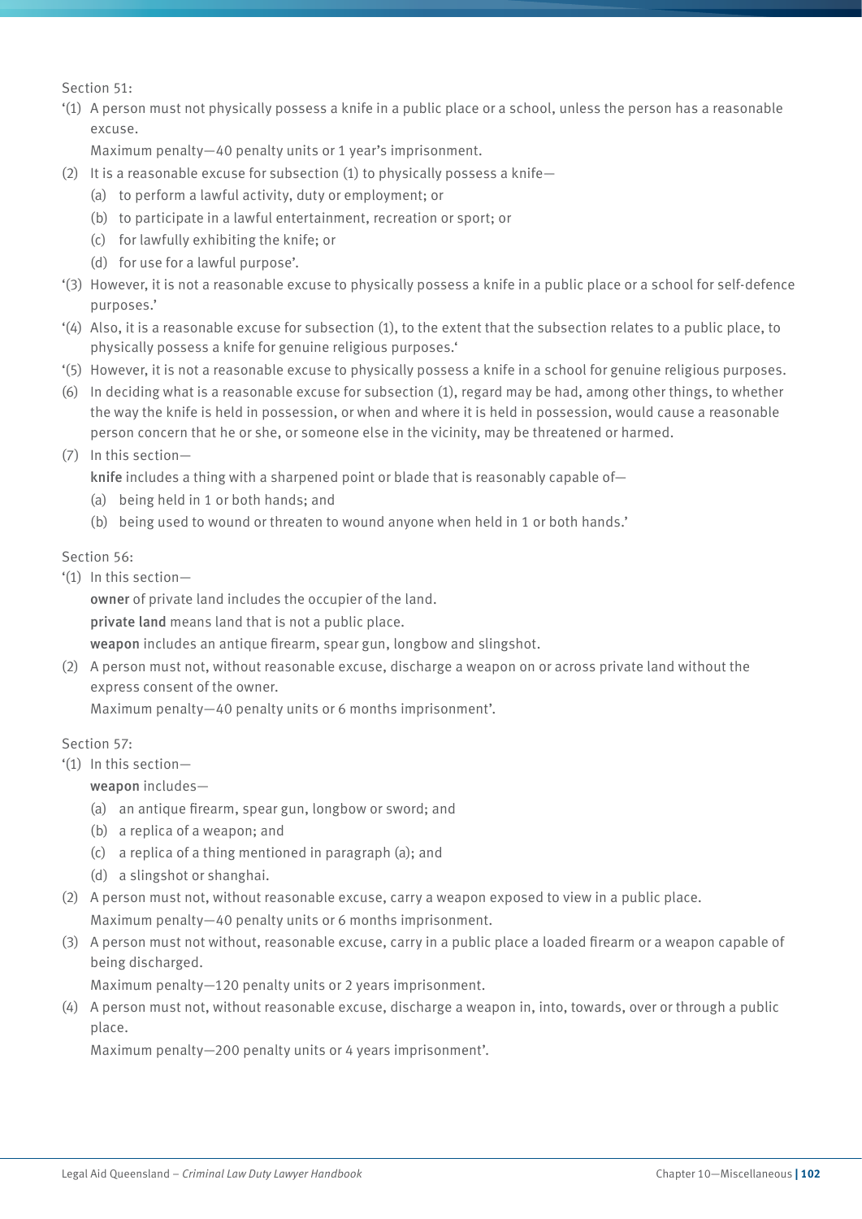Section 51:

'(1) A person must not physically possess a knife in a public place or a school, unless the person has a reasonable excuse.

Maximum penalty—40 penalty units or 1 year's imprisonment.

(2) It is a reasonable excuse for subsection (1) to physically possess a knife—

(a) to perform a lawful activity, duty or employment; or

(b) to participate in a lawful entertainment, recreation or sport; or

(c) for lawfully exhibiting the knife; or

(d) for use for a lawful purpose'.

'(3) However, it is not a reasonable excuse to physically possess a knife in a public place or a school for self-defence purposes.'

'(4) Also, it is a reasonable excuse for subsection (1), to the extent that the subsection relates to a public place, to physically possess a knife for genuine religious purposes.'

'(5) However, it is not a reasonable excuse to physically possess a knife in a school for genuine religious purposes.

(6) In deciding what is a reasonable excuse for subsection (1), regard may be had, among other things, to whether the way the knife is held in possession, or when and where it is held in possession, would cause a reasonable person concern that he or she, or someone else in the vicinity, may be threatened or harmed.

(7) In this section—

**knife** includes a thing with a sharpened point or blade that is reasonably capable of—

(a) being held in 1 or both hands; and

(b) being used to wound or threaten to wound anyone when held in 1 or both hands.'

Section 56:

'(1) In this section—

**owner** of private land includes the occupier of the land.

**private land** means land that is not a public place.

**weapon** includes an antique firearm, spear gun, longbow and slingshot.

(2) A person must not, without reasonable excuse, discharge a weapon on or across private land without the express consent of the owner.

Maximum penalty—40 penalty units or 6 months imprisonment'.

Section 57:

'(1) In this section—

**weapon** includes—

(a) an antique firearm, spear gun, longbow or sword; and

(b) a replica of a weapon; and

(c) a replica of a thing mentioned in paragraph (a); and

(d) a slingshot or shanghai.

(2) A person must not, without reasonable excuse, carry a weapon exposed to view in a public place.

Maximum penalty—40 penalty units or 6 months imprisonment.

(3) A person must not without, reasonable excuse, carry in a public place a loaded firearm or a weapon capable of being discharged.

Maximum penalty—120 penalty units or 2 years imprisonment.

(4) A person must not, without reasonable excuse, discharge a weapon in, into, towards, over or through a public place.

Maximum penalty—200 penalty units or 4 years imprisonment'.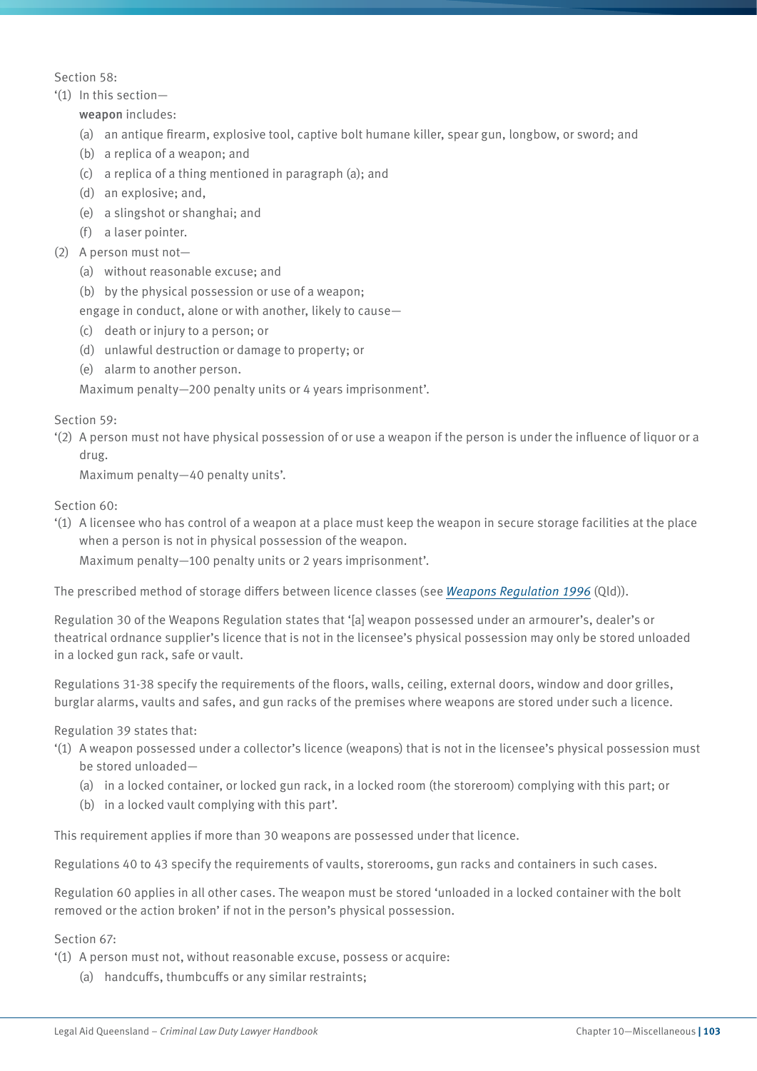Section 58:

'(1) In this section—

**weapon** includes:

(a) an antique firearm, explosive tool, captive bolt humane killer, spear gun, longbow, or sword; and

(b) a replica of a weapon; and

(c) a replica of a thing mentioned in paragraph (a); and

(d) an explosive; and,

(e) a slingshot or shanghai; and

(f) a laser pointer.

(2) A person must not—

(a) without reasonable excuse; and

(b) by the physical possession or use of a weapon;

engage in conduct, alone or with another, likely to cause—

(c) death or injury to a person; or

(d) unlawful destruction or damage to property; or

(e) alarm to another person.

Maximum penalty—200 penalty units or 4 years imprisonment'.

Section 59:

'(2) A person must not have physical possession of or use a weapon if the person is under the influence of liquor or a drug.

Maximum penalty—40 penalty units'.

Section 60:

'(1) A licensee who has control of a weapon at a place must keep the weapon in secure storage facilities at the place when a person is not in physical possession of the weapon.

Maximum penalty—100 penalty units or 2 years imprisonment'.

The prescribed method of storage differs between licence classes (see *Weapons Regulation 1996* (Qld)).

Regulation 30 of the Weapons Regulation states that '[a] weapon possessed under an armourer's, dealer's or theatrical ordnance supplier's licence that is not in the licensee's physical possession may only be stored unloaded in a locked gun rack, safe or vault.

Regulations 31-38 specify the requirements of the floors, walls, ceiling, external doors, window and door grilles, burglar alarms, vaults and safes, and gun racks of the premises where weapons are stored under such a licence.

Regulation 39 states that:

'(1) A weapon possessed under a collector's licence (weapons) that is not in the licensee's physical possession must be stored unloaded—

(a) in a locked container, or locked gun rack, in a locked room (the storeroom) complying with this part; or

(b) in a locked vault complying with this part'.

This requirement applies if more than 30 weapons are possessed under that licence.

Regulations 40 to 43 specify the requirements of vaults, storerooms, gun racks and containers in such cases.

Regulation 60 applies in all other cases. The weapon must be stored 'unloaded in a locked container with the bolt removed or the action broken' if not in the person's physical possession.

Section 67:

'(1) A person must not, without reasonable excuse, possess or acquire:

(a) handcuffs, thumbcuffs or any similar restraints;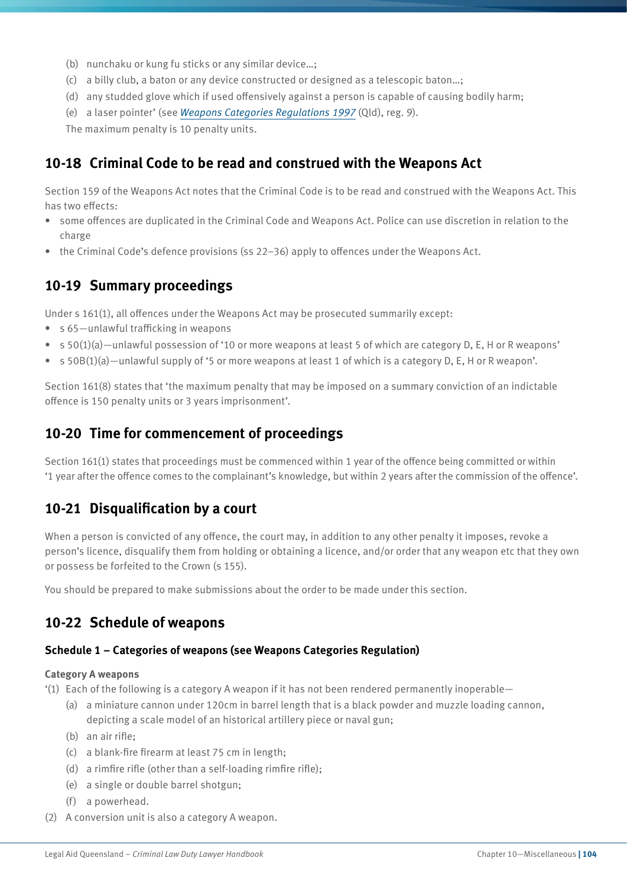(b) nunchaku or kung fu sticks or any similar device…;

(c) a billy club, a baton or any device constructed or designed as a telescopic baton…;

(d) any studded glove which if used offensively against a person is capable of causing bodily harm;

(e) a laser pointer' (see *Weapons Categories Regulations 1997* (Qld), reg. 9).

The maximum penalty is 10 penalty units.

## 10-18 Criminal Code to be read and construed with the Weapons Act

Section 159 of the Weapons Act notes that the Criminal Code is to be read and construed with the Weapons Act. This has two effects:

- some offences are duplicated in the Criminal Code and Weapons Act. Police can use discretion in relation to the charge
- the Criminal Code's defence provisions (ss 22–36) apply to offences under the Weapons Act.

## 10-19 Summary proceedings

Under s 161(1), all offences under the Weapons Act may be prosecuted summarily except:

- s 65—unlawful trafficking in weapons
- s 50(1)(a)—unlawful possession of '10 or more weapons at least 5 of which are category D, E, H or R weapons'
- s 50B(1)(a)—unlawful supply of '5 or more weapons at least 1 of which is a category D, E, H or R weapon'.

Section 161(8) states that 'the maximum penalty that may be imposed on a summary conviction of an indictable offence is 150 penalty units or 3 years imprisonment'.

## 10-20 Time for commencement of proceedings

Section 161(1) states that proceedings must be commenced within 1 year of the offence being committed or within '1 year after the offence comes to the complainant's knowledge, but within 2 years after the commission of the offence'.

## 10-21 Disqualification by a court

When a person is convicted of any offence, the court may, in addition to any other penalty it imposes, revoke a person's licence, disqualify them from holding or obtaining a licence, and/or order that any weapon etc that they own or possess be forfeited to the Crown (s 155).

You should be prepared to make submissions about the order to be made under this section.

## 10-22 Schedule of weapons

### Schedule 1 – Categories of weapons (see Weapons Categories Regulation)

**Category A weapons**

'(1) Each of the following is a category A weapon if it has not been rendered permanently inoperable—

(a) a miniature cannon under 120cm in barrel length that is a black powder and muzzle loading cannon, depicting a scale model of an historical artillery piece or naval gun;

(b) an air rifle;

(c) a blank-fire firearm at least 75 cm in length;

(d) a rimfire rifle (other than a self-loading rimfire rifle);

(e) a single or double barrel shotgun;

(f) a powerhead.

(2) A conversion unit is also a category A weapon.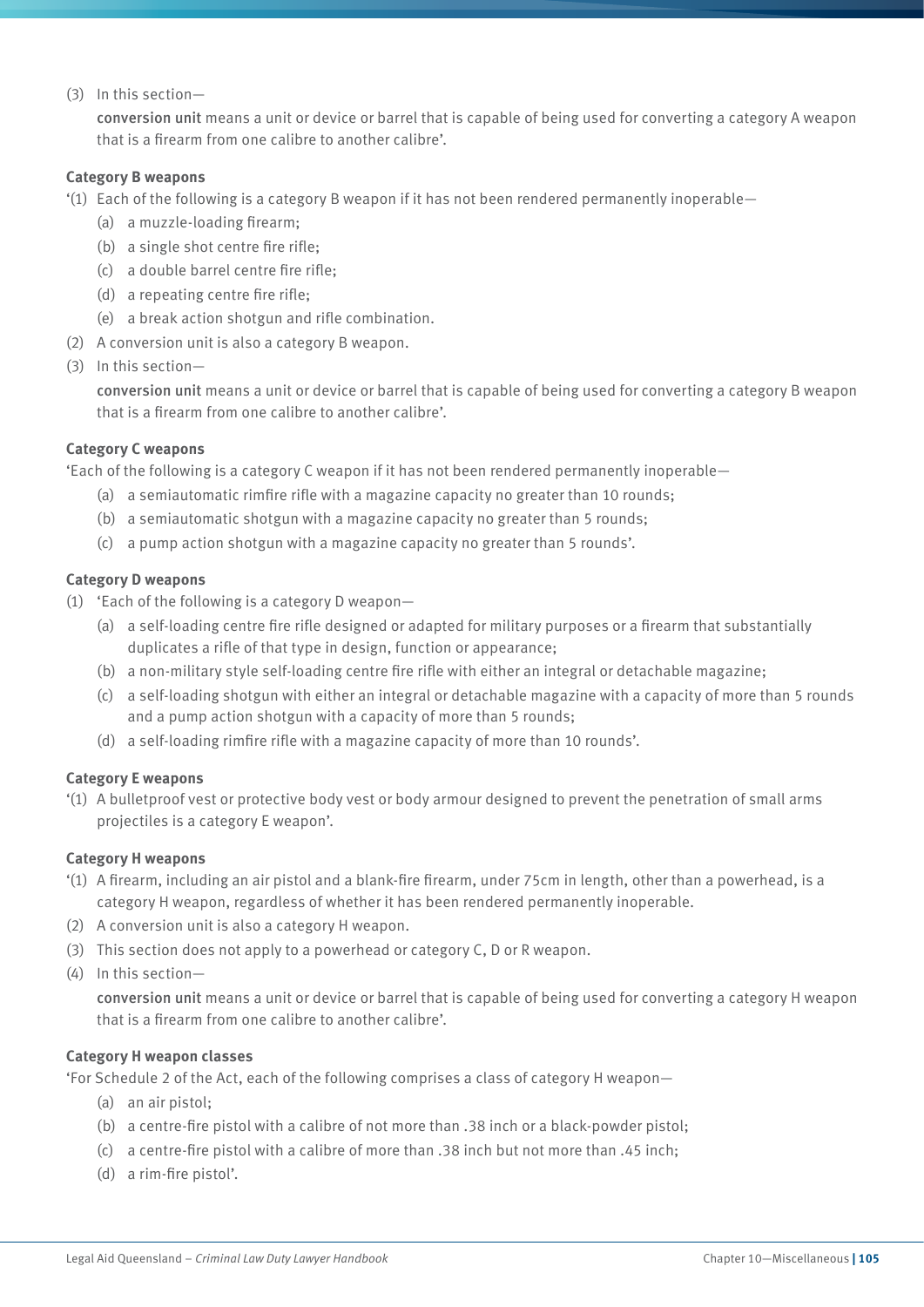(3) In this section—

**conversion unit** means a unit or device or barrel that is capable of being used for converting a category A weapon that is a firearm from one calibre to another calibre'.

**Category B weapons**

'(1) Each of the following is a category B weapon if it has not been rendered permanently inoperable—

(a) a muzzle-loading firearm;

(b) a single shot centre fire rifle;

(c) a double barrel centre fire rifle;

(d) a repeating centre fire rifle;

(e) a break action shotgun and rifle combination.

(2) A conversion unit is also a category B weapon.

(3) In this section—

**conversion unit** means a unit or device or barrel that is capable of being used for converting a category B weapon that is a firearm from one calibre to another calibre'.

**Category C weapons**

'Each of the following is a category C weapon if it has not been rendered permanently inoperable—

(a) a semiautomatic rimfire rifle with a magazine capacity no greater than 10 rounds;

(b) a semiautomatic shotgun with a magazine capacity no greater than 5 rounds;

(c) a pump action shotgun with a magazine capacity no greater than 5 rounds'.

**Category D weapons**

(1) 'Each of the following is a category D weapon—

(a) a self-loading centre fire rifle designed or adapted for military purposes or a firearm that substantially duplicates a rifle of that type in design, function or appearance;

(b) a non-military style self-loading centre fire rifle with either an integral or detachable magazine;

(c) a self-loading shotgun with either an integral or detachable magazine with a capacity of more than 5 rounds and a pump action shotgun with a capacity of more than 5 rounds;

(d) a self-loading rimfire rifle with a magazine capacity of more than 10 rounds'.

**Category E weapons**

'(1) A bulletproof vest or protective body vest or body armour designed to prevent the penetration of small arms projectiles is a category E weapon'.

**Category H weapons**

'(1) A firearm, including an air pistol and a blank-fire firearm, under 75cm in length, other than a powerhead, is a category H weapon, regardless of whether it has been rendered permanently inoperable.

(2) A conversion unit is also a category H weapon.

(3) This section does not apply to a powerhead or category C, D or R weapon.

(4) In this section—

**conversion unit** means a unit or device or barrel that is capable of being used for converting a category H weapon that is a firearm from one calibre to another calibre'.

**Category H weapon classes**

'For Schedule 2 of the Act, each of the following comprises a class of category H weapon—

(a) an air pistol;

(b) a centre-fire pistol with a calibre of not more than .38 inch or a black-powder pistol;

(c) a centre-fire pistol with a calibre of more than .38 inch but not more than .45 inch;

(d) a rim-fire pistol'.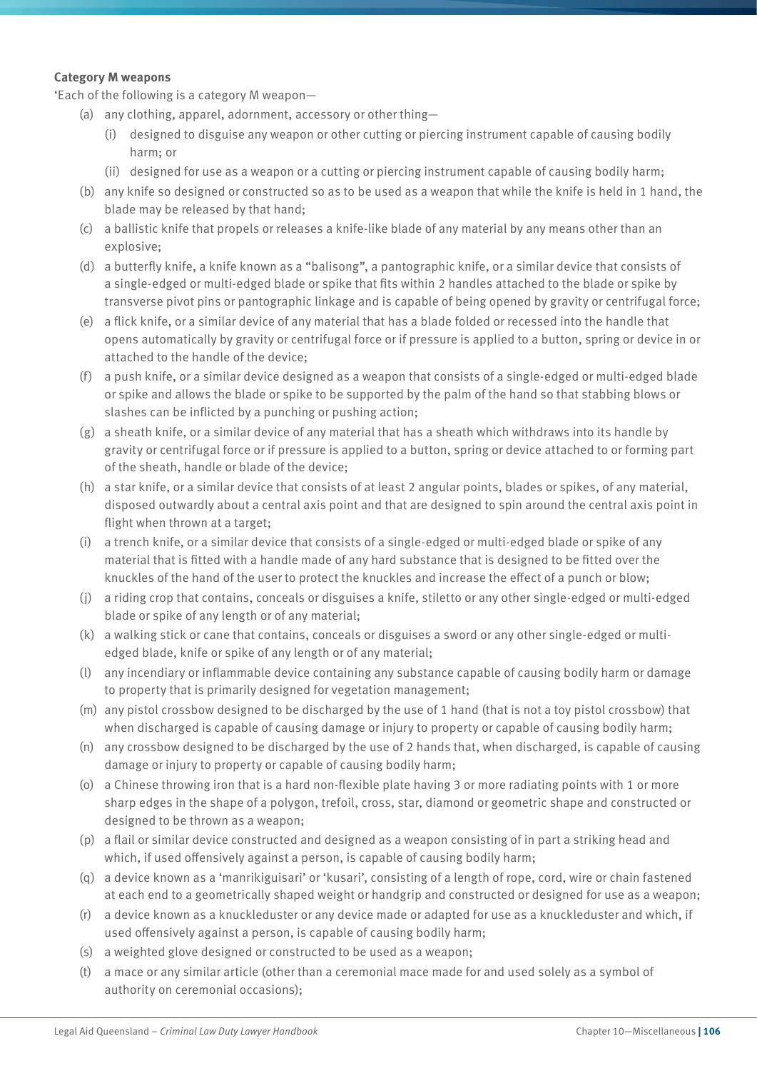**Category M weapons**

'Each of the following is a category M weapon—

(a) any clothing, apparel, adornment, accessory or other thing—

  (i) designed to disguise any weapon or other cutting or piercing instrument capable of causing bodily harm; or

  (ii) designed for use as a weapon or a cutting or piercing instrument capable of causing bodily harm;

(b) any knife so designed or constructed so as to be used as a weapon that while the knife is held in 1 hand, the blade may be released by that hand;

(c) a ballistic knife that propels or releases a knife-like blade of any material by any means other than an explosive;

(d) a butterfly knife, a knife known as a "balisong", a pantographic knife, or a similar device that consists of a single-edged or multi-edged blade or spike that fits within 2 handles attached to the blade or spike by transverse pivot pins or pantographic linkage and is capable of being opened by gravity or centrifugal force;

(e) a flick knife, or a similar device of any material that has a blade folded or recessed into the handle that opens automatically by gravity or centrifugal force or if pressure is applied to a button, spring or device in or attached to the handle of the device;

(f) a push knife, or a similar device designed as a weapon that consists of a single-edged or multi-edged blade or spike and allows the blade or spike to be supported by the palm of the hand so that stabbing blows or slashes can be inflicted by a punching or pushing action;

(g) a sheath knife, or a similar device of any material that has a sheath which withdraws into its handle by gravity or centrifugal force or if pressure is applied to a button, spring or device attached to or forming part of the sheath, handle or blade of the device;

(h) a star knife, or a similar device that consists of at least 2 angular points, blades or spikes, of any material, disposed outwardly about a central axis point and that are designed to spin around the central axis point in flight when thrown at a target;

(i) a trench knife, or a similar device that consists of a single-edged or multi-edged blade or spike of any material that is fitted with a handle made of any hard substance that is designed to be fitted over the knuckles of the hand of the user to protect the knuckles and increase the effect of a punch or blow;

(j) a riding crop that contains, conceals or disguises a knife, stiletto or any other single-edged or multi-edged blade or spike of any length or of any material;

(k) a walking stick or cane that contains, conceals or disguises a sword or any other single-edged or multi-edged blade, knife or spike of any length or of any material;

(l) any incendiary or inflammable device containing any substance capable of causing bodily harm or damage to property that is primarily designed for vegetation management;

(m) any pistol crossbow designed to be discharged by the use of 1 hand (that is not a toy pistol crossbow) that when discharged is capable of causing damage or injury to property or capable of causing bodily harm;

(n) any crossbow designed to be discharged by the use of 2 hands that, when discharged, is capable of causing damage or injury to property or capable of causing bodily harm;

(o) a Chinese throwing iron that is a hard non-flexible plate having 3 or more radiating points with 1 or more sharp edges in the shape of a polygon, trefoil, cross, star, diamond or geometric shape and constructed or designed to be thrown as a weapon;

(p) a flail or similar device constructed and designed as a weapon consisting of in part a striking head and which, if used offensively against a person, is capable of causing bodily harm;

(q) a device known as a 'manrikiguisari' or 'kusari', consisting of a length of rope, cord, wire or chain fastened at each end to a geometrically shaped weight or handgrip and constructed or designed for use as a weapon;

(r) a device known as a knuckleduster or any device made or adapted for use as a knuckleduster and which, if used offensively against a person, is capable of causing bodily harm;

(s) a weighted glove designed or constructed to be used as a weapon;

(t) a mace or any similar article (other than a ceremonial mace made for and used solely as a symbol of authority on ceremonial occasions);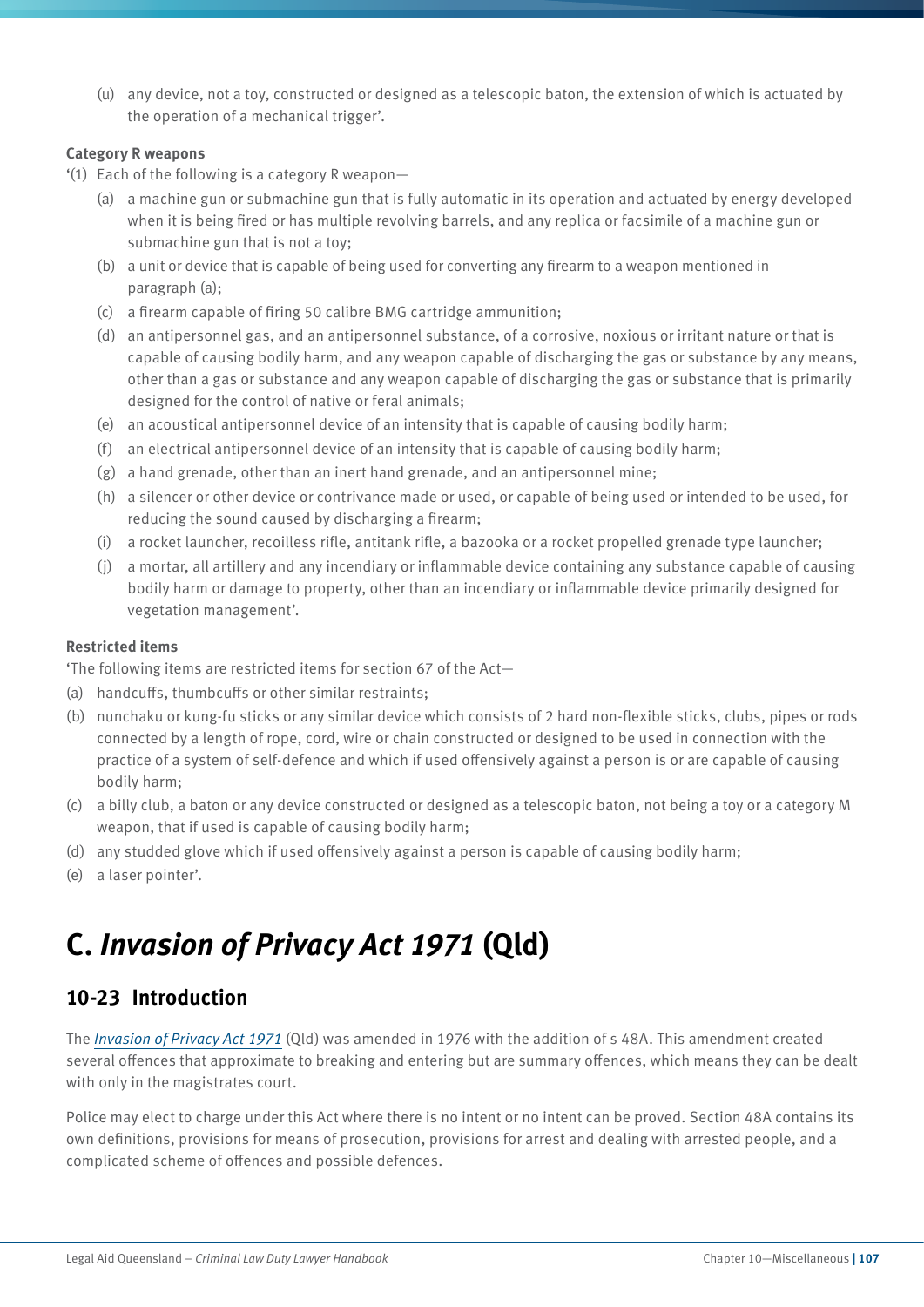(u) any device, not a toy, constructed or designed as a telescopic baton, the extension of which is actuated by the operation of a mechanical trigger'.

**Category R weapons**

'(1) Each of the following is a category R weapon—

(a) a machine gun or submachine gun that is fully automatic in its operation and actuated by energy developed when it is being fired or has multiple revolving barrels, and any replica or facsimile of a machine gun or submachine gun that is not a toy;

(b) a unit or device that is capable of being used for converting any firearm to a weapon mentioned in paragraph (a);

(c) a firearm capable of firing 50 calibre BMG cartridge ammunition;

(d) an antipersonnel gas, and an antipersonnel substance, of a corrosive, noxious or irritant nature or that is capable of causing bodily harm, and any weapon capable of discharging the gas or substance by any means, other than a gas or substance and any weapon capable of discharging the gas or substance that is primarily designed for the control of native or feral animals;

(e) an acoustical antipersonnel device of an intensity that is capable of causing bodily harm;

(f) an electrical antipersonnel device of an intensity that is capable of causing bodily harm;

(g) a hand grenade, other than an inert hand grenade, and an antipersonnel mine;

(h) a silencer or other device or contrivance made or used, or capable of being used or intended to be used, for reducing the sound caused by discharging a firearm;

(i) a rocket launcher, recoilless rifle, antitank rifle, a bazooka or a rocket propelled grenade type launcher;

(j) a mortar, all artillery and any incendiary or inflammable device containing any substance capable of causing bodily harm or damage to property, other than an incendiary or inflammable device primarily designed for vegetation management'.

**Restricted items**

'The following items are restricted items for section 67 of the Act—

(a) handcuffs, thumbcuffs or other similar restraints;

(b) nunchaku or kung-fu sticks or any similar device which consists of 2 hard non-flexible sticks, clubs, pipes or rods connected by a length of rope, cord, wire or chain constructed or designed to be used in connection with the practice of a system of self-defence and which if used offensively against a person is or are capable of causing bodily harm;

(c) a billy club, a baton or any device constructed or designed as a telescopic baton, not being a toy or a category M weapon, that if used is capable of causing bodily harm;

(d) any studded glove which if used offensively against a person is capable of causing bodily harm;

(e) a laser pointer'.

# C. *Invasion of Privacy Act 1971* (Qld)

## 10-23 Introduction

The *Invasion of Privacy Act 1971* (Qld) was amended in 1976 with the addition of s 48A. This amendment created several offences that approximate to breaking and entering but are summary offences, which means they can be dealt with only in the magistrates court.

Police may elect to charge under this Act where there is no intent or no intent can be proved. Section 48A contains its own definitions, provisions for means of prosecution, provisions for arrest and dealing with arrested people, and a complicated scheme of offences and possible defences.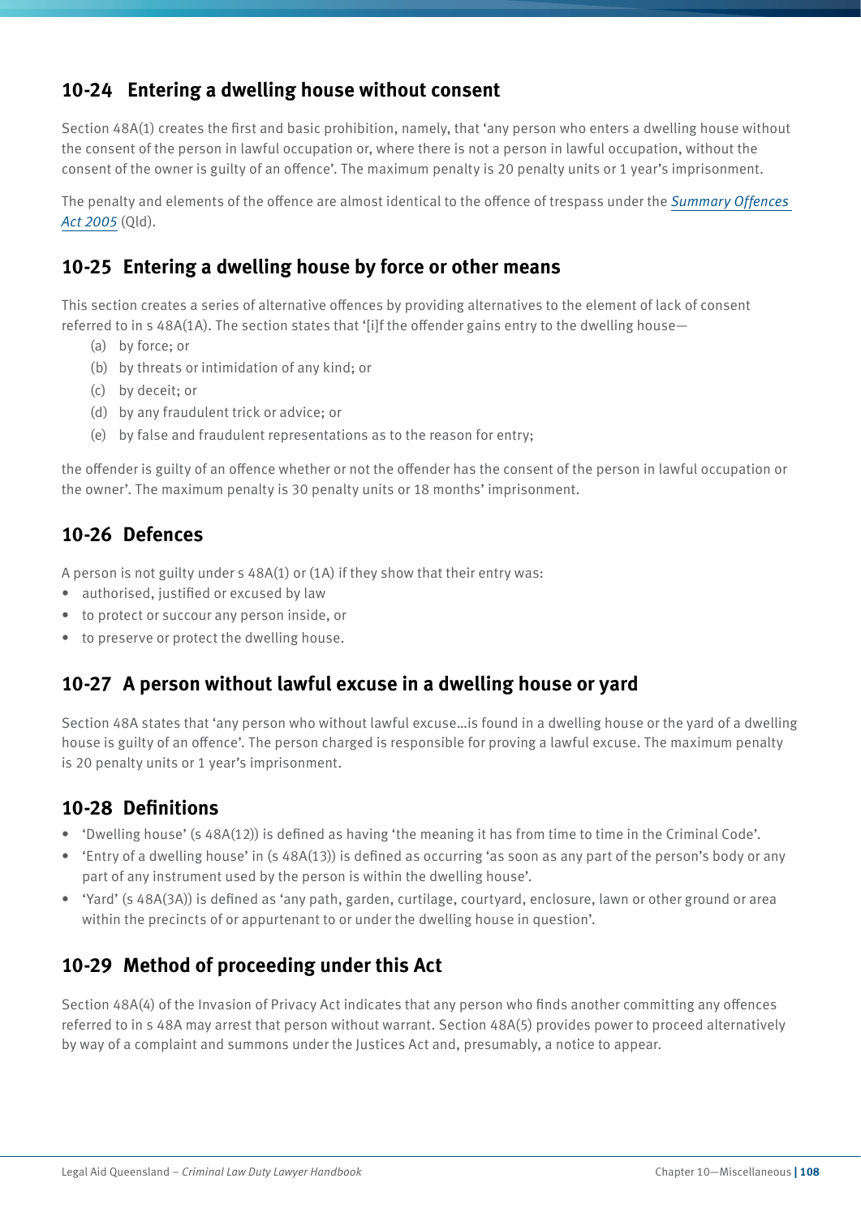## 10-24 Entering a dwelling house without consent

Section 48A(1) creates the first and basic prohibition, namely, that 'any person who enters a dwelling house without the consent of the person in lawful occupation or, where there is not a person in lawful occupation, without the consent of the owner is guilty of an offence'. The maximum penalty is 20 penalty units or 1 year's imprisonment.

The penalty and elements of the offence are almost identical to the offence of trespass under the *Summary Offences Act 2005* (Qld).

## 10-25 Entering a dwelling house by force or other means

This section creates a series of alternative offences by providing alternatives to the element of lack of consent referred to in s 48A(1A). The section states that '[i]f the offender gains entry to the dwelling house—

- (a) by force; or
- (b) by threats or intimidation of any kind; or
- (c) by deceit; or
- (d) by any fraudulent trick or advice; or
- (e) by false and fraudulent representations as to the reason for entry;

the offender is guilty of an offence whether or not the offender has the consent of the person in lawful occupation or the owner'. The maximum penalty is 30 penalty units or 18 months' imprisonment.

## 10-26 Defences

A person is not guilty under s 48A(1) or (1A) if they show that their entry was:

- authorised, justified or excused by law
- to protect or succour any person inside, or
- to preserve or protect the dwelling house.

## 10-27 A person without lawful excuse in a dwelling house or yard

Section 48A states that 'any person who without lawful excuse…is found in a dwelling house or the yard of a dwelling house is guilty of an offence'. The person charged is responsible for proving a lawful excuse. The maximum penalty is 20 penalty units or 1 year's imprisonment.

## 10-28 Definitions

- 'Dwelling house' (s 48A(12)) is defined as having 'the meaning it has from time to time in the Criminal Code'.
- 'Entry of a dwelling house' in (s 48A(13)) is defined as occurring 'as soon as any part of the person's body or any part of any instrument used by the person is within the dwelling house'.
- 'Yard' (s 48A(3A)) is defined as 'any path, garden, curtilage, courtyard, enclosure, lawn or other ground or area within the precincts of or appurtenant to or under the dwelling house in question'.

## 10-29 Method of proceeding under this Act

Section 48A(4) of the Invasion of Privacy Act indicates that any person who finds another committing any offences referred to in s 48A may arrest that person without warrant. Section 48A(5) provides power to proceed alternatively by way of a complaint and summons under the Justices Act and, presumably, a notice to appear.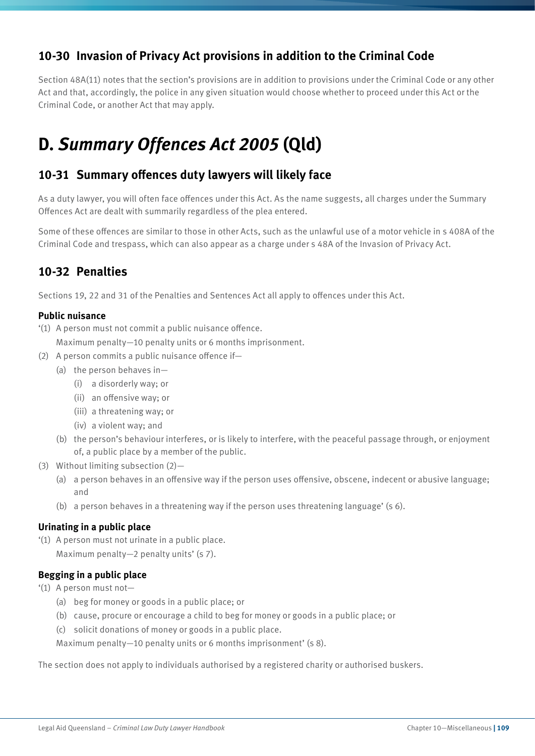## 10-30 Invasion of Privacy Act provisions in addition to the Criminal Code

Section 48A(11) notes that the section's provisions are in addition to provisions under the Criminal Code or any other Act and that, accordingly, the police in any given situation would choose whether to proceed under this Act or the Criminal Code, or another Act that may apply.

# D. *Summary Offences Act 2005* (Qld)

## 10-31 Summary offences duty lawyers will likely face

As a duty lawyer, you will often face offences under this Act. As the name suggests, all charges under the Summary Offences Act are dealt with summarily regardless of the plea entered.

Some of these offences are similar to those in other Acts, such as the unlawful use of a motor vehicle in s 408A of the Criminal Code and trespass, which can also appear as a charge under s 48A of the Invasion of Privacy Act.

## 10-32 Penalties

Sections 19, 22 and 31 of the Penalties and Sentences Act all apply to offences under this Act.

**Public nuisance**

'(1) A person must not commit a public nuisance offence.
   Maximum penalty—10 penalty units or 6 months imprisonment.

(2) A person commits a public nuisance offence if—
   (a) the person behaves in—
      (i) a disorderly way; or
      (ii) an offensive way; or
      (iii) a threatening way; or
      (iv) a violent way; and
   (b) the person's behaviour interferes, or is likely to interfere, with the peaceful passage through, or enjoyment of, a public place by a member of the public.

(3) Without limiting subsection (2)—
   (a) a person behaves in an offensive way if the person uses offensive, obscene, indecent or abusive language; and
   (b) a person behaves in a threatening way if the person uses threatening language' (s 6).

**Urinating in a public place**

'(1) A person must not urinate in a public place.
   Maximum penalty—2 penalty units' (s 7).

**Begging in a public place**

'(1) A person must not—
   (a) beg for money or goods in a public place; or
   (b) cause, procure or encourage a child to beg for money or goods in a public place; or
   (c) solicit donations of money or goods in a public place.
   Maximum penalty—10 penalty units or 6 months imprisonment' (s 8).

The section does not apply to individuals authorised by a registered charity or authorised buskers.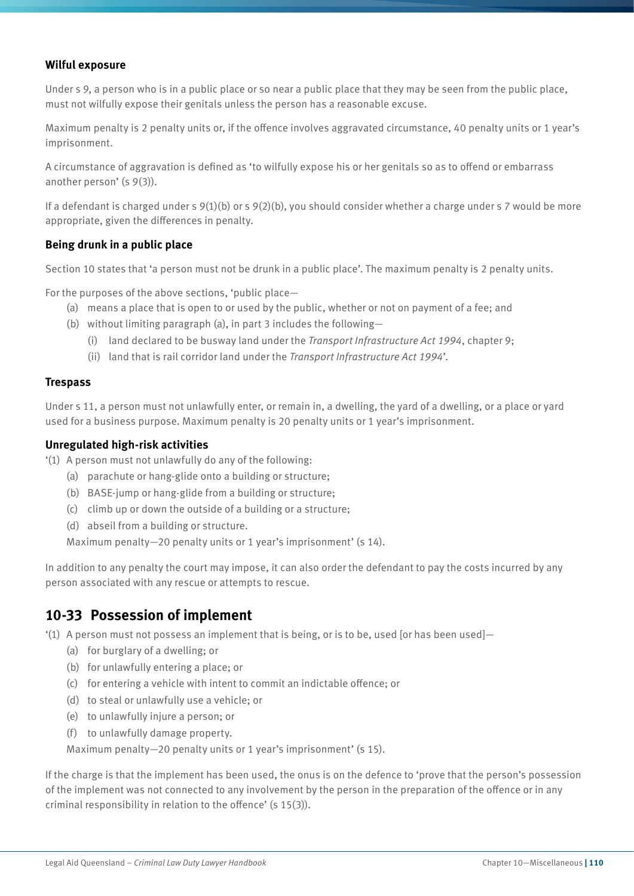### Wilful exposure

Under s 9, a person who is in a public place or so near a public place that they may be seen from the public place, must not wilfully expose their genitals unless the person has a reasonable excuse.

Maximum penalty is 2 penalty units or, if the offence involves aggravated circumstance, 40 penalty units or 1 year's imprisonment.

A circumstance of aggravation is defined as 'to wilfully expose his or her genitals so as to offend or embarrass another person' (s 9(3)).

If a defendant is charged under s 9(1)(b) or s 9(2)(b), you should consider whether a charge under s 7 would be more appropriate, given the differences in penalty.

### Being drunk in a public place

Section 10 states that 'a person must not be drunk in a public place'. The maximum penalty is 2 penalty units.

For the purposes of the above sections, 'public place—

- (a) means a place that is open to or used by the public, whether or not on payment of a fee; and
- (b) without limiting paragraph (a), in part 3 includes the following—
  - (i) land declared to be busway land under the *Transport Infrastructure Act 1994*, chapter 9;
  - (ii) land that is rail corridor land under the *Transport Infrastructure Act 1994*'.

### Trespass

Under s 11, a person must not unlawfully enter, or remain in, a dwelling, the yard of a dwelling, or a place or yard used for a business purpose. Maximum penalty is 20 penalty units or 1 year's imprisonment.

### Unregulated high-risk activities

'(1) A person must not unlawfully do any of the following:

- (a) parachute or hang-glide onto a building or structure;
- (b) BASE-jump or hang-glide from a building or structure;
- (c) climb up or down the outside of a building or a structure;
- (d) abseil from a building or structure.

Maximum penalty—20 penalty units or 1 year's imprisonment' (s 14).

In addition to any penalty the court may impose, it can also order the defendant to pay the costs incurred by any person associated with any rescue or attempts to rescue.

## 10-33 Possession of implement

'(1) A person must not possess an implement that is being, or is to be, used [or has been used]—

- (a) for burglary of a dwelling; or
- (b) for unlawfully entering a place; or
- (c) for entering a vehicle with intent to commit an indictable offence; or
- (d) to steal or unlawfully use a vehicle; or
- (e) to unlawfully injure a person; or
- (f) to unlawfully damage property.

Maximum penalty—20 penalty units or 1 year's imprisonment' (s 15).

If the charge is that the implement has been used, the onus is on the defence to 'prove that the person's possession of the implement was not connected to any involvement by the person in the preparation of the offence or in any criminal responsibility in relation to the offence' (s 15(3)).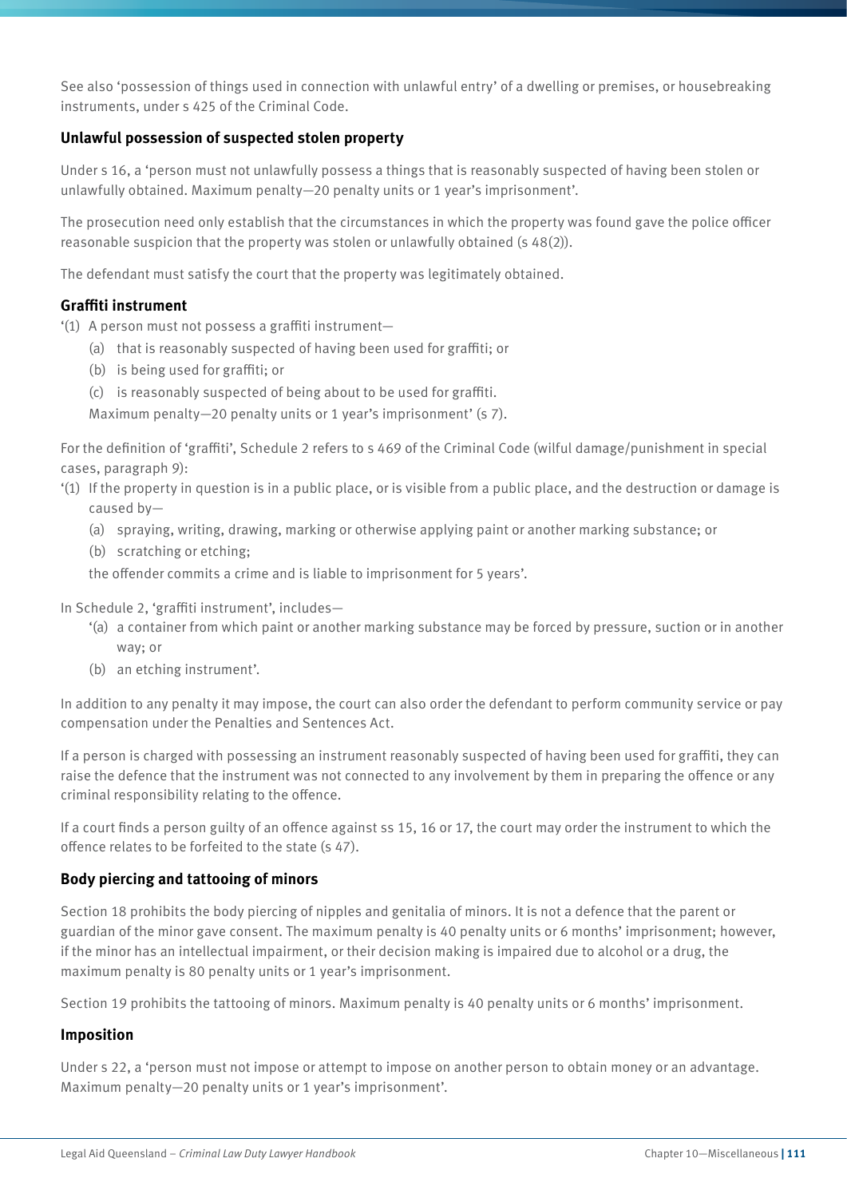See also 'possession of things used in connection with unlawful entry' of a dwelling or premises, or housebreaking instruments, under s 425 of the Criminal Code.

### Unlawful possession of suspected stolen property

Under s 16, a 'person must not unlawfully possess a things that is reasonably suspected of having been stolen or unlawfully obtained. Maximum penalty—20 penalty units or 1 year's imprisonment'.

The prosecution need only establish that the circumstances in which the property was found gave the police officer reasonable suspicion that the property was stolen or unlawfully obtained (s 48(2)).

The defendant must satisfy the court that the property was legitimately obtained.

### Graffiti instrument

'(1) A person must not possess a graffiti instrument—

- (a) that is reasonably suspected of having been used for graffiti; or
- (b) is being used for graffiti; or
- (c) is reasonably suspected of being about to be used for graffiti.

Maximum penalty—20 penalty units or 1 year's imprisonment' (s 7).

For the definition of 'graffiti', Schedule 2 refers to s 469 of the Criminal Code (wilful damage/punishment in special cases, paragraph 9):

'(1) If the property in question is in a public place, or is visible from a public place, and the destruction or damage is caused by—

- (a) spraying, writing, drawing, marking or otherwise applying paint or another marking substance; or
- (b) scratching or etching;

the offender commits a crime and is liable to imprisonment for 5 years'.

In Schedule 2, 'graffiti instrument', includes—

- '(a) a container from which paint or another marking substance may be forced by pressure, suction or in another way; or
- (b) an etching instrument'.

In addition to any penalty it may impose, the court can also order the defendant to perform community service or pay compensation under the Penalties and Sentences Act.

If a person is charged with possessing an instrument reasonably suspected of having been used for graffiti, they can raise the defence that the instrument was not connected to any involvement by them in preparing the offence or any criminal responsibility relating to the offence.

If a court finds a person guilty of an offence against ss 15, 16 or 17, the court may order the instrument to which the offence relates to be forfeited to the state (s 47).

### Body piercing and tattooing of minors

Section 18 prohibits the body piercing of nipples and genitalia of minors. It is not a defence that the parent or guardian of the minor gave consent. The maximum penalty is 40 penalty units or 6 months' imprisonment; however, if the minor has an intellectual impairment, or their decision making is impaired due to alcohol or a drug, the maximum penalty is 80 penalty units or 1 year's imprisonment.

Section 19 prohibits the tattooing of minors. Maximum penalty is 40 penalty units or 6 months' imprisonment.

### Imposition

Under s 22, a 'person must not impose or attempt to impose on another person to obtain money or an advantage. Maximum penalty—20 penalty units or 1 year's imprisonment'.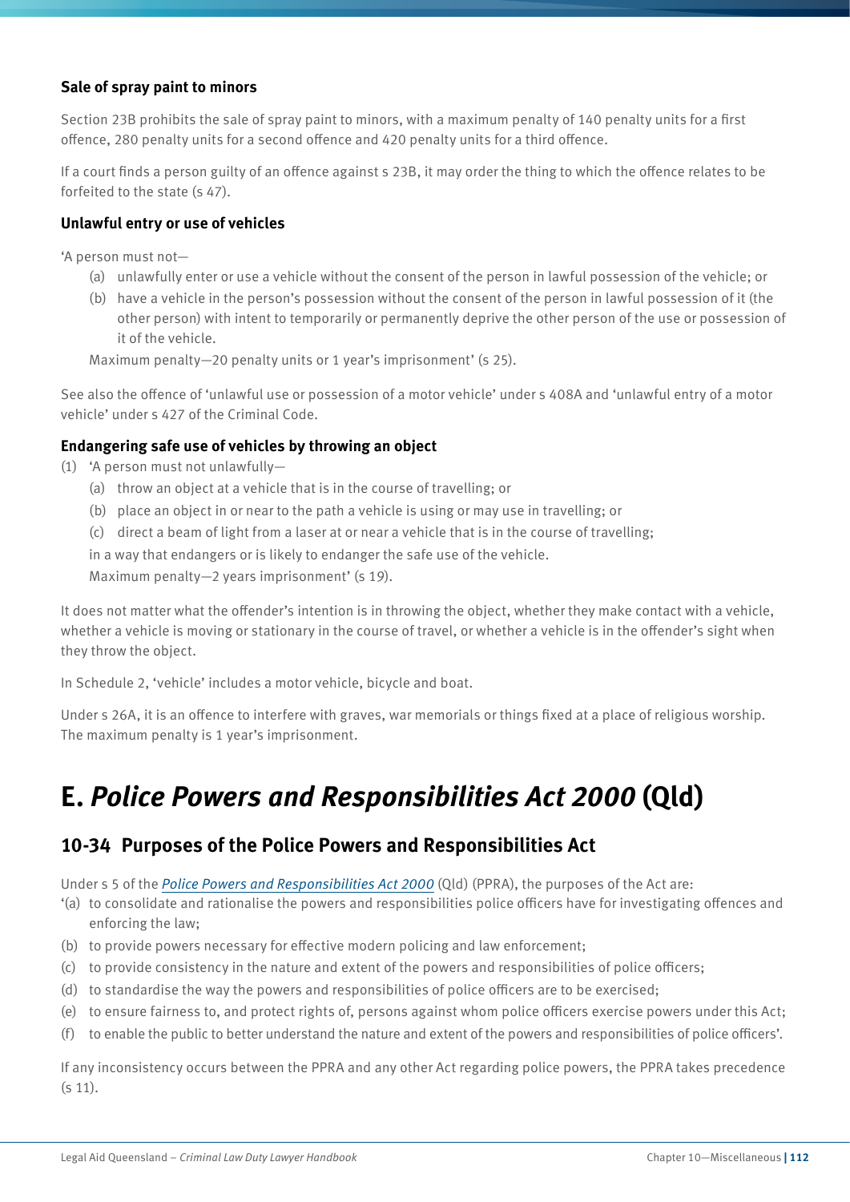### Sale of spray paint to minors

Section 23B prohibits the sale of spray paint to minors, with a maximum penalty of 140 penalty units for a first offence, 280 penalty units for a second offence and 420 penalty units for a third offence.

If a court finds a person guilty of an offence against s 23B, it may order the thing to which the offence relates to be forfeited to the state (s 47).

### Unlawful entry or use of vehicles

'A person must not—

- (a) unlawfully enter or use a vehicle without the consent of the person in lawful possession of the vehicle; or
- (b) have a vehicle in the person's possession without the consent of the person in lawful possession of it (the other person) with intent to temporarily or permanently deprive the other person of the use or possession of it of the vehicle.

Maximum penalty—20 penalty units or 1 year's imprisonment' (s 25).

See also the offence of 'unlawful use or possession of a motor vehicle' under s 408A and 'unlawful entry of a motor vehicle' under s 427 of the Criminal Code.

### Endangering safe use of vehicles by throwing an object

(1) 'A person must not unlawfully—

- (a) throw an object at a vehicle that is in the course of travelling; or
- (b) place an object in or near to the path a vehicle is using or may use in travelling; or
- (c) direct a beam of light from a laser at or near a vehicle that is in the course of travelling;

in a way that endangers or is likely to endanger the safe use of the vehicle.

Maximum penalty—2 years imprisonment' (s 19).

It does not matter what the offender's intention is in throwing the object, whether they make contact with a vehicle, whether a vehicle is moving or stationary in the course of travel, or whether a vehicle is in the offender's sight when they throw the object.

In Schedule 2, 'vehicle' includes a motor vehicle, bicycle and boat.

Under s 26A, it is an offence to interfere with graves, war memorials or things fixed at a place of religious worship. The maximum penalty is 1 year's imprisonment.

# E. *Police Powers and Responsibilities Act 2000* (Qld)

## 10-34 Purposes of the Police Powers and Responsibilities Act

Under s 5 of the *Police Powers and Responsibilities Act 2000* (Qld) (PPRA), the purposes of the Act are:

'(a) to consolidate and rationalise the powers and responsibilities police officers have for investigating offences and enforcing the law;
(b) to provide powers necessary for effective modern policing and law enforcement;
(c) to provide consistency in the nature and extent of the powers and responsibilities of police officers;
(d) to standardise the way the powers and responsibilities of police officers are to be exercised;
(e) to ensure fairness to, and protect rights of, persons against whom police officers exercise powers under this Act;
(f) to enable the public to better understand the nature and extent of the powers and responsibilities of police officers'.

If any inconsistency occurs between the PPRA and any other Act regarding police powers, the PPRA takes precedence (s 11).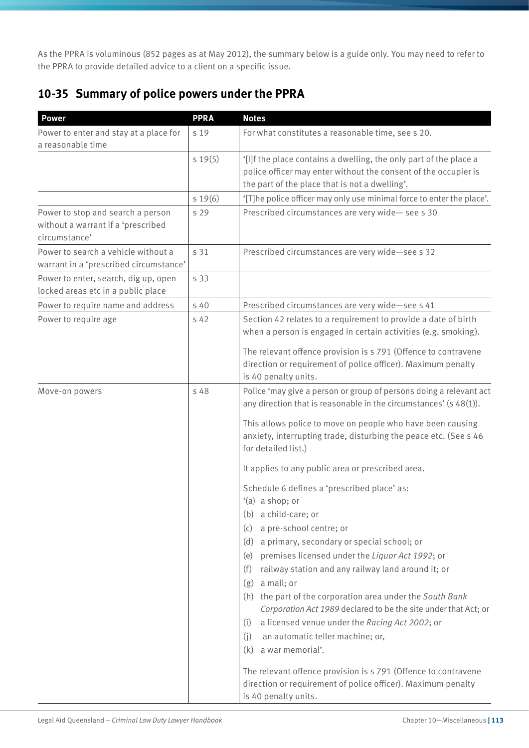As the PPRA is voluminous (852 pages as at May 2012), the summary below is a guide only. You may need to refer to the PPRA to provide detailed advice to a client on a specific issue.

## 10-35 Summary of police powers under the PPRA

| Power | PPRA | Notes |
|---|---|---|
| Power to enter and stay at a place for a reasonable time | s 19 | For what constitutes a reasonable time, see s 20. |
| | s 19(5) | '[I]f the place contains a dwelling, the only part of the place a police officer may enter without the consent of the occupier is the part of the place that is not a dwelling'. |
| | s 19(6) | '[T]he police officer may only use minimal force to enter the place'. |
| Power to stop and search a person without a warrant if a 'prescribed circumstance' | s 29 | Prescribed circumstances are very wide— see s 30 |
| Power to search a vehicle without a warrant in a 'prescribed circumstance' | s 31 | Prescribed circumstances are very wide—see s 32 |
| Power to enter, search, dig up, open locked areas etc in a public place | s 33 | |
| Power to require name and address | s 40 | Prescribed circumstances are very wide—see s 41 |
| Power to require age | s 42 | Section 42 relates to a requirement to provide a date of birth when a person is engaged in certain activities (e.g. smoking).<br><br>The relevant offence provision is s 791 (Offence to contravene direction or requirement of police officer). Maximum penalty is 40 penalty units. |
| Move-on powers | s 48 | Police 'may give a person or group of persons doing a relevant act any direction that is reasonable in the circumstances' (s 48(1)).<br><br>This allows police to move on people who have been causing anxiety, interrupting trade, disturbing the peace etc. (See s 46 for detailed list.)<br><br>It applies to any public area or prescribed area.<br><br>Schedule 6 defines a 'prescribed place' as:<br>'(a) a shop; or<br>(b) a child-care; or<br>(c) a pre-school centre; or<br>(d) a primary, secondary or special school; or<br>(e) premises licensed under the *Liquor Act 1992*; or<br>(f) railway station and any railway land around it; or<br>(g) a mall; or<br>(h) the part of the corporation area under the *South Bank Corporation Act 1989* declared to be the site under that Act; or<br>(i) a licensed venue under the *Racing Act 2002*; or<br>(j) an automatic teller machine; or,<br>(k) a war memorial'.<br><br>The relevant offence provision is s 791 (Offence to contravene direction or requirement of police officer). Maximum penalty is 40 penalty units. |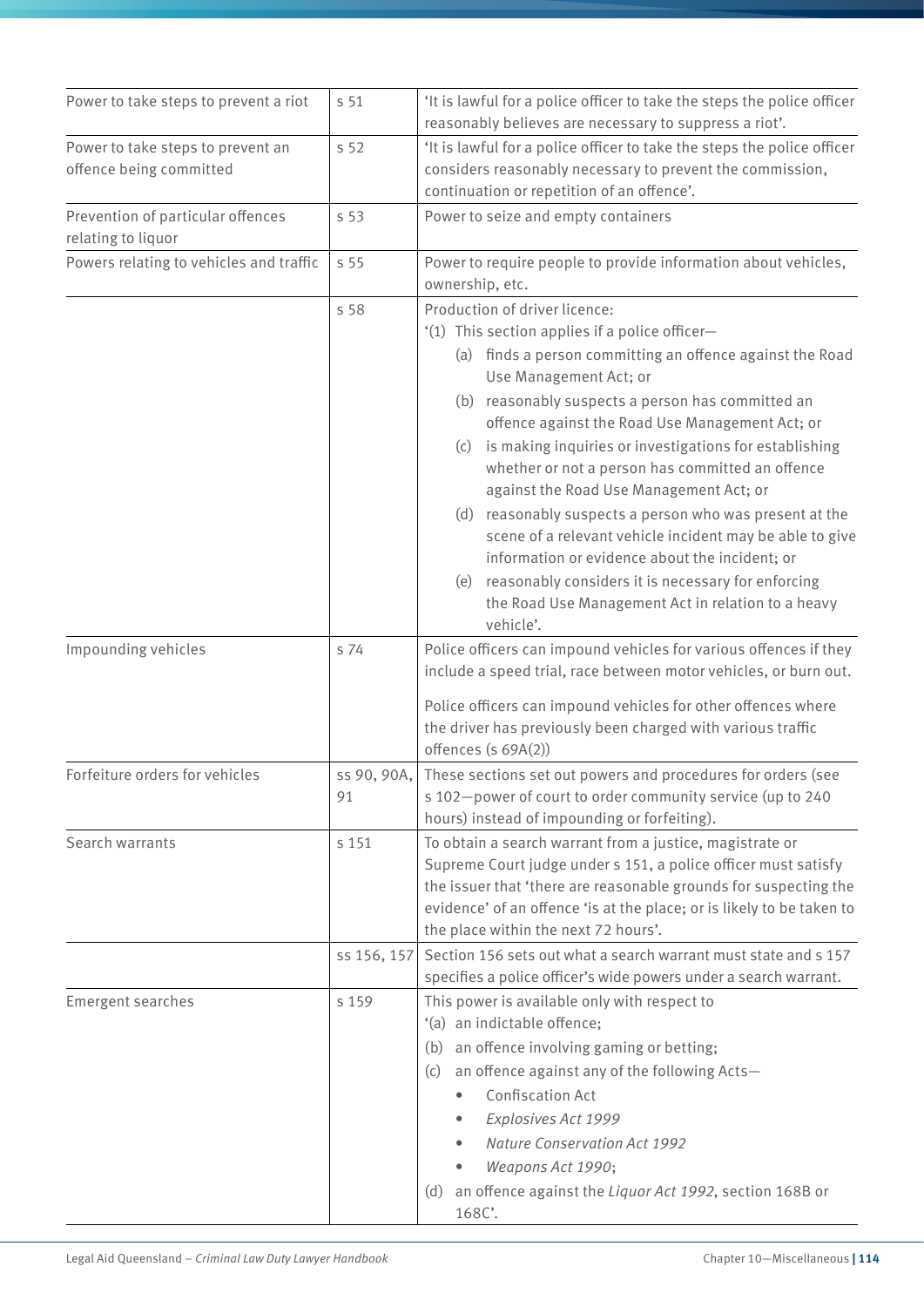| | | |
|---|---|---|
| Power to take steps to prevent a riot | s 51 | 'It is lawful for a police officer to take the steps the police officer reasonably believes are necessary to suppress a riot'. |
| Power to take steps to prevent an offence being committed | s 52 | 'It is lawful for a police officer to take the steps the police officer considers reasonably necessary to prevent the commission, continuation or repetition of an offence'. |
| Prevention of particular offences relating to liquor | s 53 | Power to seize and empty containers |
| Powers relating to vehicles and traffic | s 55 | Power to require people to provide information about vehicles, ownership, etc. |
| | s 58 | Production of driver licence:<br>'(1) This section applies if a police officer—<br>(a) finds a person committing an offence against the Road Use Management Act; or<br>(b) reasonably suspects a person has committed an offence against the Road Use Management Act; or<br>(c) is making inquiries or investigations for establishing whether or not a person has committed an offence against the Road Use Management Act; or<br>(d) reasonably suspects a person who was present at the scene of a relevant vehicle incident may be able to give information or evidence about the incident; or<br>(e) reasonably considers it is necessary for enforcing the Road Use Management Act in relation to a heavy vehicle'. |
| Impounding vehicles | s 74 | Police officers can impound vehicles for various offences if they include a speed trial, race between motor vehicles, or burn out.<br><br>Police officers can impound vehicles for other offences where the driver has previously been charged with various traffic offences (s 69A(2)) |
| Forfeiture orders for vehicles | ss 90, 90A, 91 | These sections set out powers and procedures for orders (see s 102—power of court to order community service (up to 240 hours) instead of impounding or forfeiting). |
| Search warrants | s 151 | To obtain a search warrant from a justice, magistrate or Supreme Court judge under s 151, a police officer must satisfy the issuer that 'there are reasonable grounds for suspecting the evidence' of an offence 'is at the place; or is likely to be taken to the place within the next 72 hours'. |
| | ss 156, 157 | Section 156 sets out what a search warrant must state and s 157 specifies a police officer's wide powers under a search warrant. |
| Emergent searches | s 159 | This power is available only with respect to<br>'(a) an indictable offence;<br>(b) an offence involving gaming or betting;<br>(c) an offence against any of the following Acts—<br>• Confiscation Act<br>• *Explosives Act 1999*<br>• *Nature Conservation Act 1992*<br>• *Weapons Act 1990*;<br>(d) an offence against the *Liquor Act 1992*, section 168B or 168C'. |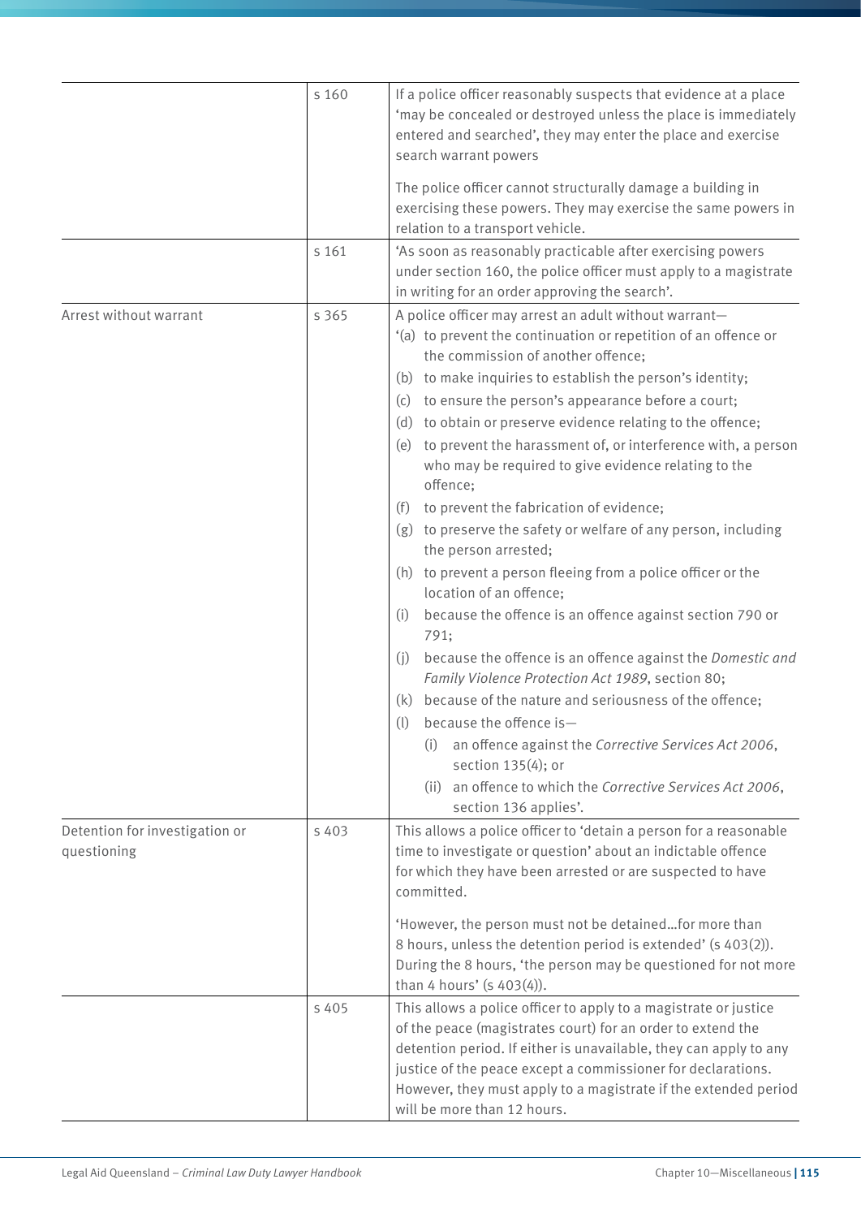| | | |
|---|---|---|
| | s 160 | If a police officer reasonably suspects that evidence at a place 'may be concealed or destroyed unless the place is immediately entered and searched', they may enter the place and exercise search warrant powers<br><br>The police officer cannot structurally damage a building in exercising these powers. They may exercise the same powers in relation to a transport vehicle. |
| | s 161 | 'As soon as reasonably practicable after exercising powers under section 160, the police officer must apply to a magistrate in writing for an order approving the search'. |
| Arrest without warrant | s 365 | A police officer may arrest an adult without warrant—<br>'(a) to prevent the continuation or repetition of an offence or the commission of another offence;<br>(b) to make inquiries to establish the person's identity;<br>(c) to ensure the person's appearance before a court;<br>(d) to obtain or preserve evidence relating to the offence;<br>(e) to prevent the harassment of, or interference with, a person who may be required to give evidence relating to the offence;<br>(f) to prevent the fabrication of evidence;<br>(g) to preserve the safety or welfare of any person, including the person arrested;<br>(h) to prevent a person fleeing from a police officer or the location of an offence;<br>(i) because the offence is an offence against section 790 or 791;<br>(j) because the offence is an offence against the *Domestic and Family Violence Protection Act 1989*, section 80;<br>(k) because of the nature and seriousness of the offence;<br>(l) because the offence is—<br>(i) an offence against the *Corrective Services Act 2006*, section 135(4); or<br>(ii) an offence to which the *Corrective Services Act 2006*, section 136 applies'. |
| Detention for investigation or questioning | s 403 | This allows a police officer to 'detain a person for a reasonable time to investigate or question' about an indictable offence for which they have been arrested or are suspected to have committed.<br><br>'However, the person must not be detained…for more than 8 hours, unless the detention period is extended' (s 403(2)). During the 8 hours, 'the person may be questioned for not more than 4 hours' (s 403(4)). |
| | s 405 | This allows a police officer to apply to a magistrate or justice of the peace (magistrates court) for an order to extend the detention period. If either is unavailable, they can apply to any justice of the peace except a commissioner for declarations. However, they must apply to a magistrate if the extended period will be more than 12 hours. |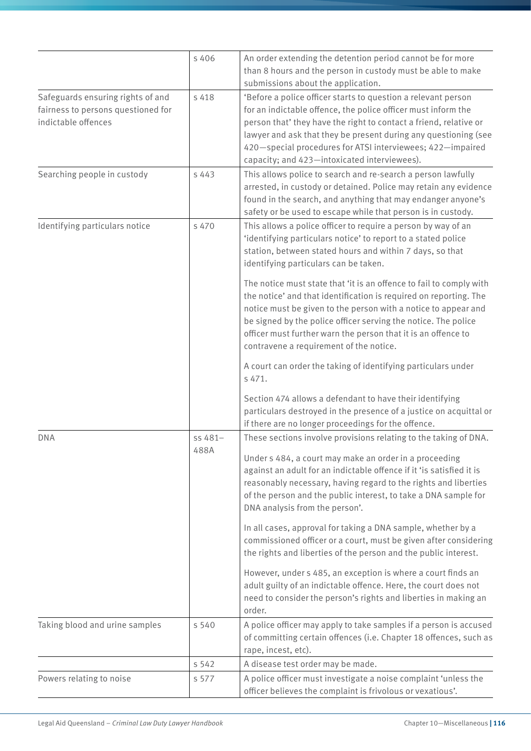| | | |
|---|---|---|
| | s 406 | An order extending the detention period cannot be for more than 8 hours and the person in custody must be able to make submissions about the application. |
| Safeguards ensuring rights of and fairness to persons questioned for indictable offences | s 418 | 'Before a police officer starts to question a relevant person for an indictable offence, the police officer must inform the person that' they have the right to contact a friend, relative or lawyer and ask that they be present during any questioning (see 420—special procedures for ATSI interviewees; 422—impaired capacity; and 423—intoxicated interviewees). |
| Searching people in custody | s 443 | This allows police to search and re-search a person lawfully arrested, in custody or detained. Police may retain any evidence found in the search, and anything that may endanger anyone's safety or be used to escape while that person is in custody. |
| Identifying particulars notice | s 470 | This allows a police officer to require a person by way of an 'identifying particulars notice' to report to a stated police station, between stated hours and within 7 days, so that identifying particulars can be taken.<br><br>The notice must state that 'it is an offence to fail to comply with the notice' and that identification is required on reporting. The notice must be given to the person with a notice to appear and be signed by the police officer serving the notice. The police officer must further warn the person that it is an offence to contravene a requirement of the notice.<br><br>A court can order the taking of identifying particulars under s 471.<br><br>Section 474 allows a defendant to have their identifying particulars destroyed in the presence of a justice on acquittal or if there are no longer proceedings for the offence. |
| DNA | ss 481–488A | These sections involve provisions relating to the taking of DNA.<br><br>Under s 484, a court may make an order in a proceeding against an adult for an indictable offence if it 'is satisfied it is reasonably necessary, having regard to the rights and liberties of the person and the public interest, to take a DNA sample for DNA analysis from the person'.<br><br>In all cases, approval for taking a DNA sample, whether by a commissioned officer or a court, must be given after considering the rights and liberties of the person and the public interest.<br><br>However, under s 485, an exception is where a court finds an adult guilty of an indictable offence. Here, the court does not need to consider the person's rights and liberties in making an order. |
| Taking blood and urine samples | s 540 | A police officer may apply to take samples if a person is accused of committing certain offences (i.e. Chapter 18 offences, such as rape, incest, etc). |
| | s 542 | A disease test order may be made. |
| Powers relating to noise | s 577 | A police officer must investigate a noise complaint 'unless the officer believes the complaint is frivolous or vexatious'. |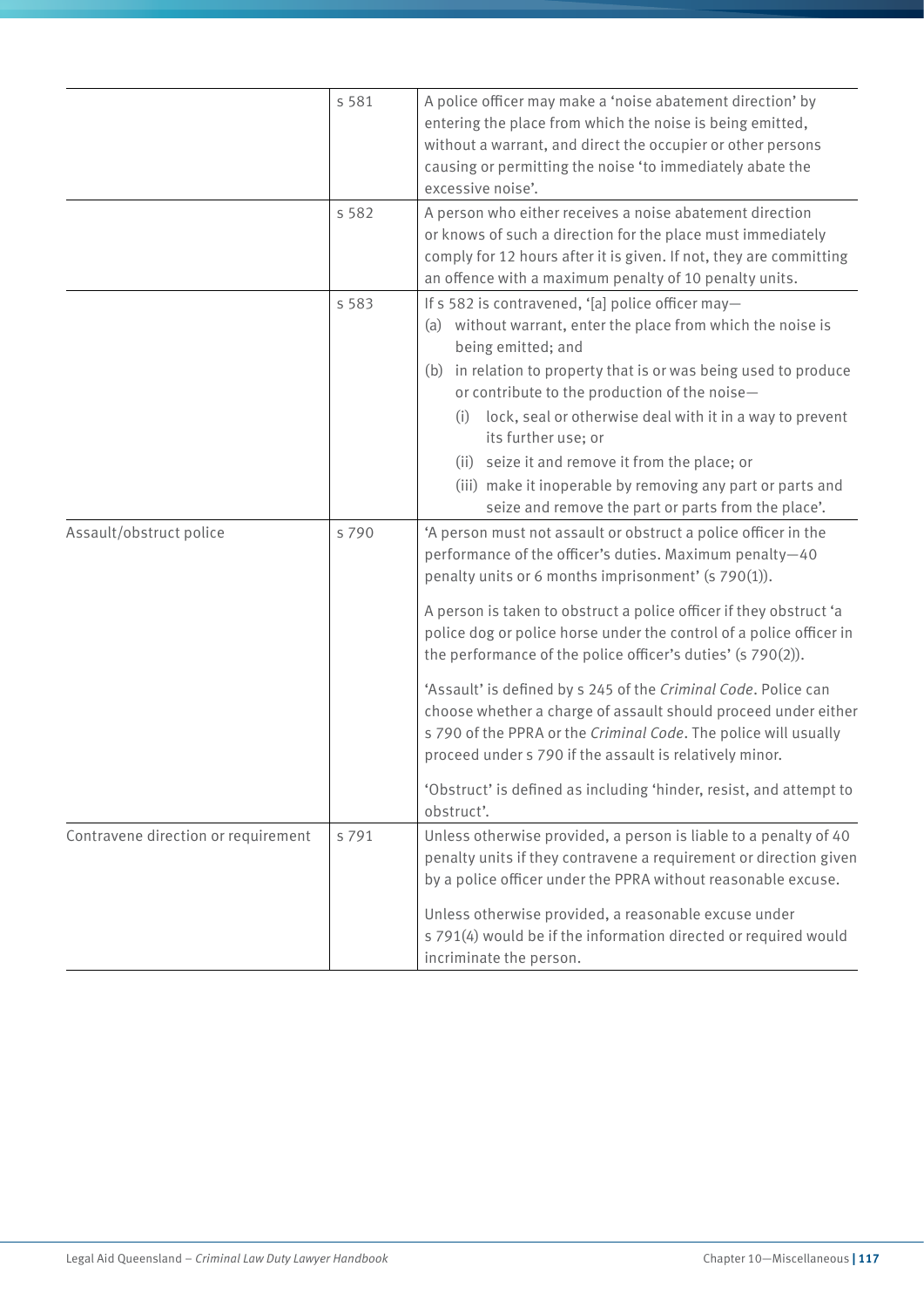| | | |
|---|---|---|
| | s 581 | A police officer may make a 'noise abatement direction' by entering the place from which the noise is being emitted, without a warrant, and direct the occupier or other persons causing or permitting the noise 'to immediately abate the excessive noise'. |
| | s 582 | A person who either receives a noise abatement direction or knows of such a direction for the place must immediately comply for 12 hours after it is given. If not, they are committing an offence with a maximum penalty of 10 penalty units. |
| | s 583 | If s 582 is contravened, '[a] police officer may—<br>(a) without warrant, enter the place from which the noise is being emitted; and<br>(b) in relation to property that is or was being used to produce or contribute to the production of the noise—<br>(i) lock, seal or otherwise deal with it in a way to prevent its further use; or<br>(ii) seize it and remove it from the place; or<br>(iii) make it inoperable by removing any part or parts and seize and remove the part or parts from the place'. |
| Assault/obstruct police | s 790 | 'A person must not assault or obstruct a police officer in the performance of the officer's duties. Maximum penalty—40 penalty units or 6 months imprisonment' (s 790(1)).<br><br>A person is taken to obstruct a police officer if they obstruct 'a police dog or police horse under the control of a police officer in the performance of the police officer's duties' (s 790(2)).<br><br>'Assault' is defined by s 245 of the *Criminal Code*. Police can choose whether a charge of assault should proceed under either s 790 of the PPRA or the *Criminal Code*. The police will usually proceed under s 790 if the assault is relatively minor.<br><br>'Obstruct' is defined as including 'hinder, resist, and attempt to obstruct'. |
| Contravene direction or requirement | s 791 | Unless otherwise provided, a person is liable to a penalty of 40 penalty units if they contravene a requirement or direction given by a police officer under the PPRA without reasonable excuse.<br><br>Unless otherwise provided, a reasonable excuse under s 791(4) would be if the information directed or required would incriminate the person. |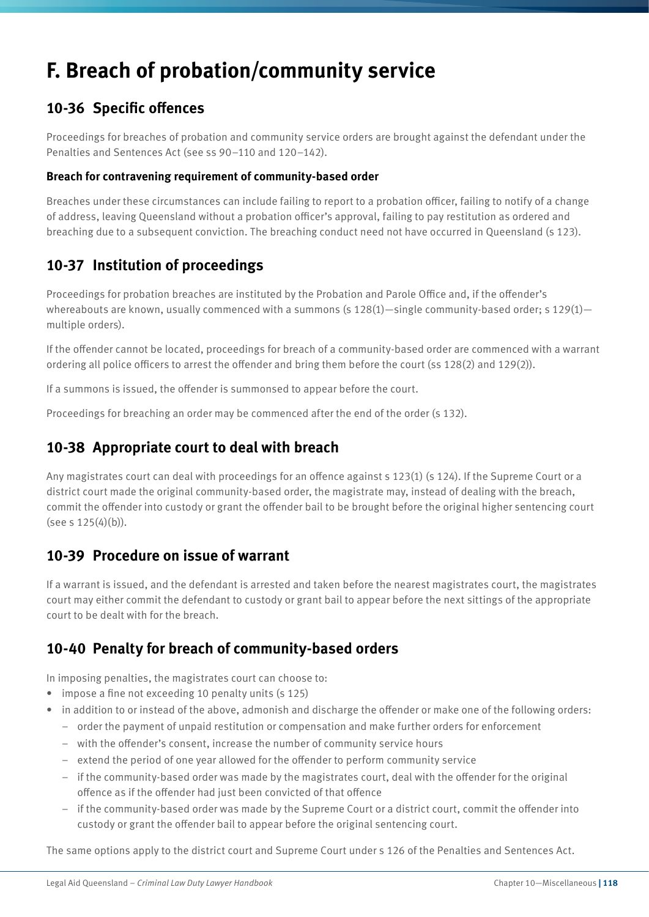# F. Breach of probation/community service

## 10-36 Specific offences

Proceedings for breaches of probation and community service orders are brought against the defendant under the Penalties and Sentences Act (see ss 90–110 and 120–142).

**Breach for contravening requirement of community-based order**

Breaches under these circumstances can include failing to report to a probation officer, failing to notify of a change of address, leaving Queensland without a probation officer's approval, failing to pay restitution as ordered and breaching due to a subsequent conviction. The breaching conduct need not have occurred in Queensland (s 123).

## 10-37 Institution of proceedings

Proceedings for probation breaches are instituted by the Probation and Parole Office and, if the offender's whereabouts are known, usually commenced with a summons (s 128(1)—single community-based order; s 129(1)—multiple orders).

If the offender cannot be located, proceedings for breach of a community-based order are commenced with a warrant ordering all police officers to arrest the offender and bring them before the court (ss 128(2) and 129(2)).

If a summons is issued, the offender is summonsed to appear before the court.

Proceedings for breaching an order may be commenced after the end of the order (s 132).

## 10-38 Appropriate court to deal with breach

Any magistrates court can deal with proceedings for an offence against s 123(1) (s 124). If the Supreme Court or a district court made the original community-based order, the magistrate may, instead of dealing with the breach, commit the offender into custody or grant the offender bail to be brought before the original higher sentencing court (see s 125(4)(b)).

## 10-39 Procedure on issue of warrant

If a warrant is issued, and the defendant is arrested and taken before the nearest magistrates court, the magistrates court may either commit the defendant to custody or grant bail to appear before the next sittings of the appropriate court to be dealt with for the breach.

## 10-40 Penalty for breach of community-based orders

In imposing penalties, the magistrates court can choose to:

- impose a fine not exceeding 10 penalty units (s 125)
- in addition to or instead of the above, admonish and discharge the offender or make one of the following orders:
  - order the payment of unpaid restitution or compensation and make further orders for enforcement
  - with the offender's consent, increase the number of community service hours
  - extend the period of one year allowed for the offender to perform community service
  - if the community-based order was made by the magistrates court, deal with the offender for the original offence as if the offender had just been convicted of that offence
  - if the community-based order was made by the Supreme Court or a district court, commit the offender into custody or grant the offender bail to appear before the original sentencing court.

The same options apply to the district court and Supreme Court under s 126 of the Penalties and Sentences Act.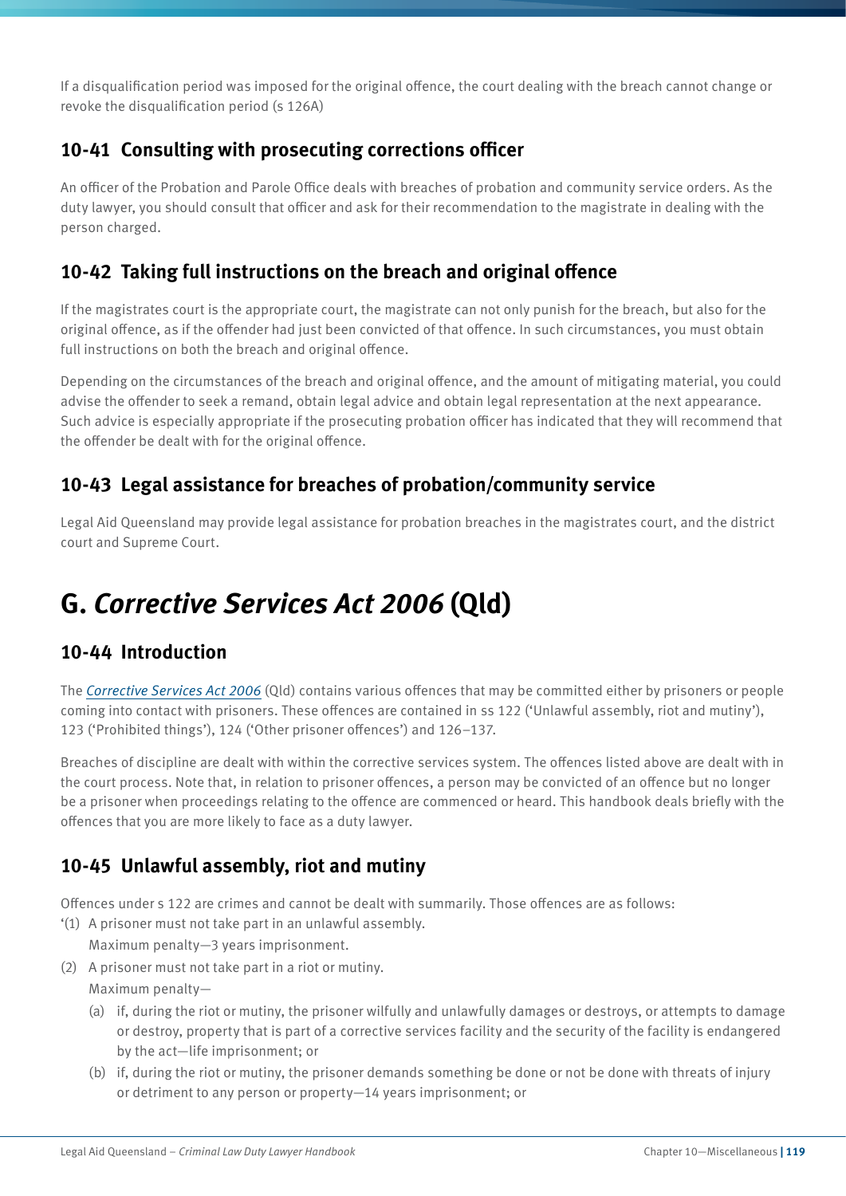If a disqualification period was imposed for the original offence, the court dealing with the breach cannot change or revoke the disqualification period (s 126A)

### 10-41 Consulting with prosecuting corrections officer

An officer of the Probation and Parole Office deals with breaches of probation and community service orders. As the duty lawyer, you should consult that officer and ask for their recommendation to the magistrate in dealing with the person charged.

### 10-42 Taking full instructions on the breach and original offence

If the magistrates court is the appropriate court, the magistrate can not only punish for the breach, but also for the original offence, as if the offender had just been convicted of that offence. In such circumstances, you must obtain full instructions on both the breach and original offence.

Depending on the circumstances of the breach and original offence, and the amount of mitigating material, you could advise the offender to seek a remand, obtain legal advice and obtain legal representation at the next appearance. Such advice is especially appropriate if the prosecuting probation officer has indicated that they will recommend that the offender be dealt with for the original offence.

### 10-43 Legal assistance for breaches of probation/community service

Legal Aid Queensland may provide legal assistance for probation breaches in the magistrates court, and the district court and Supreme Court.

## G. *Corrective Services Act 2006* (Qld)

### 10-44 Introduction

The *Corrective Services Act 2006* (Qld) contains various offences that may be committed either by prisoners or people coming into contact with prisoners. These offences are contained in ss 122 ('Unlawful assembly, riot and mutiny'), 123 ('Prohibited things'), 124 ('Other prisoner offences') and 126–137.

Breaches of discipline are dealt with within the corrective services system. The offences listed above are dealt with in the court process. Note that, in relation to prisoner offences, a person may be convicted of an offence but no longer be a prisoner when proceedings relating to the offence are commenced or heard. This handbook deals briefly with the offences that you are more likely to face as a duty lawyer.

### 10-45 Unlawful assembly, riot and mutiny

Offences under s 122 are crimes and cannot be dealt with summarily. Those offences are as follows:

'(1) A prisoner must not take part in an unlawful assembly.

Maximum penalty—3 years imprisonment.

(2) A prisoner must not take part in a riot or mutiny.

Maximum penalty—

(a) if, during the riot or mutiny, the prisoner wilfully and unlawfully damages or destroys, or attempts to damage or destroy, property that is part of a corrective services facility and the security of the facility is endangered by the act—life imprisonment; or

(b) if, during the riot or mutiny, the prisoner demands something be done or not be done with threats of injury or detriment to any person or property—14 years imprisonment; or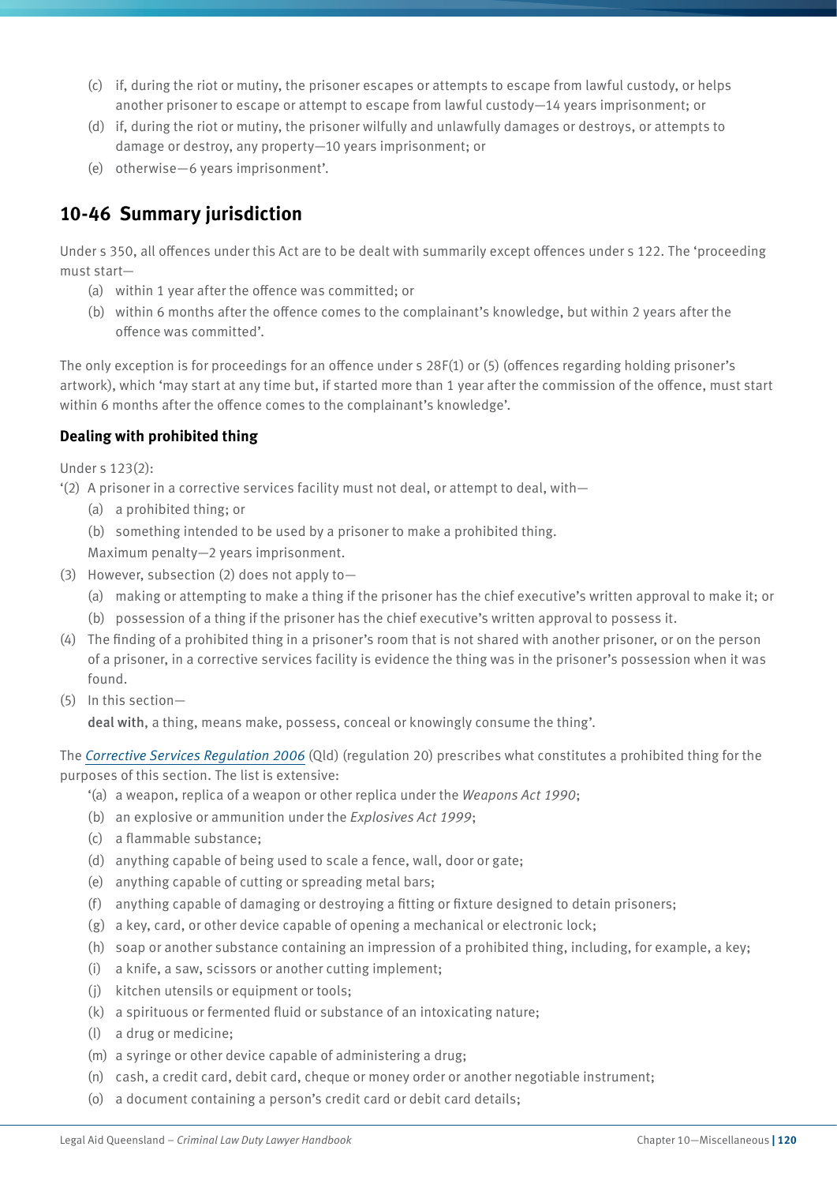(c) if, during the riot or mutiny, the prisoner escapes or attempts to escape from lawful custody, or helps another prisoner to escape or attempt to escape from lawful custody—14 years imprisonment; or

(d) if, during the riot or mutiny, the prisoner wilfully and unlawfully damages or destroys, or attempts to damage or destroy, any property—10 years imprisonment; or

(e) otherwise—6 years imprisonment'.

## 10-46 Summary jurisdiction

Under s 350, all offences under this Act are to be dealt with summarily except offences under s 122. The 'proceeding must start—

(a) within 1 year after the offence was committed; or

(b) within 6 months after the offence comes to the complainant's knowledge, but within 2 years after the offence was committed'.

The only exception is for proceedings for an offence under s 28F(1) or (5) (offences regarding holding prisoner's artwork), which 'may start at any time but, if started more than 1 year after the commission of the offence, must start within 6 months after the offence comes to the complainant's knowledge'.

### Dealing with prohibited thing

Under s 123(2):

'(2) A prisoner in a corrective services facility must not deal, or attempt to deal, with—

(a) a prohibited thing; or

(b) something intended to be used by a prisoner to make a prohibited thing.

Maximum penalty—2 years imprisonment.

(3) However, subsection (2) does not apply to—

(a) making or attempting to make a thing if the prisoner has the chief executive's written approval to make it; or

(b) possession of a thing if the prisoner has the chief executive's written approval to possess it.

(4) The finding of a prohibited thing in a prisoner's room that is not shared with another prisoner, or on the person of a prisoner, in a corrective services facility is evidence the thing was in the prisoner's possession when it was found.

(5) In this section—

**deal with**, a thing, means make, possess, conceal or knowingly consume the thing'.

The *Corrective Services Regulation 2006* (Qld) (regulation 20) prescribes what constitutes a prohibited thing for the purposes of this section. The list is extensive:

'(a) a weapon, replica of a weapon or other replica under the *Weapons Act 1990*;

(b) an explosive or ammunition under the *Explosives Act 1999*;

(c) a flammable substance;

(d) anything capable of being used to scale a fence, wall, door or gate;

(e) anything capable of cutting or spreading metal bars;

(f) anything capable of damaging or destroying a fitting or fixture designed to detain prisoners;

(g) a key, card, or other device capable of opening a mechanical or electronic lock;

(h) soap or another substance containing an impression of a prohibited thing, including, for example, a key;

(i) a knife, a saw, scissors or another cutting implement;

(j) kitchen utensils or equipment or tools;

(k) a spirituous or fermented fluid or substance of an intoxicating nature;

(l) a drug or medicine;

(m) a syringe or other device capable of administering a drug;

(n) cash, a credit card, debit card, cheque or money order or another negotiable instrument;

(o) a document containing a person's credit card or debit card details;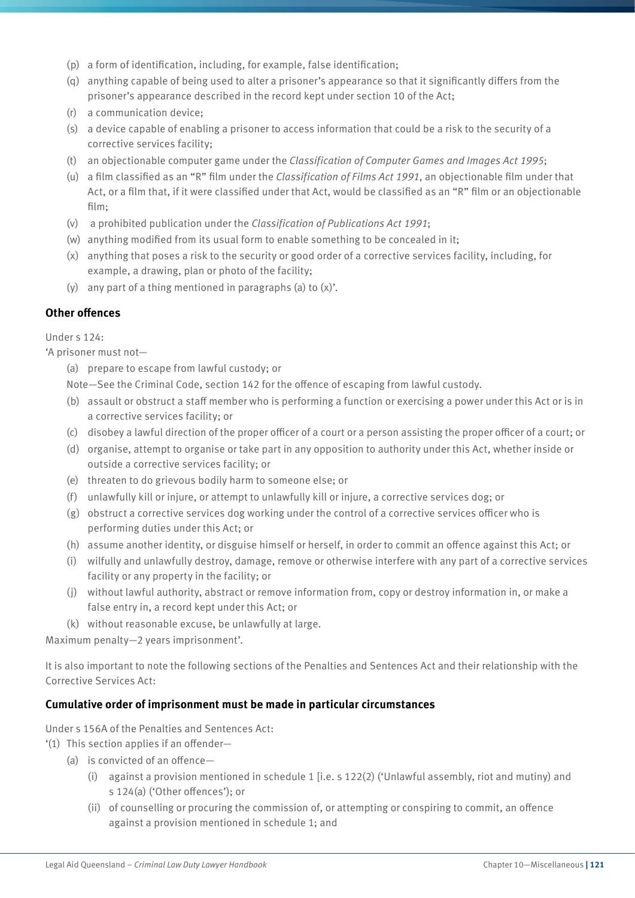(p) a form of identification, including, for example, false identification;

(q) anything capable of being used to alter a prisoner's appearance so that it significantly differs from the prisoner's appearance described in the record kept under section 10 of the Act;

(r) a communication device;

(s) a device capable of enabling a prisoner to access information that could be a risk to the security of a corrective services facility;

(t) an objectionable computer game under the *Classification of Computer Games and Images Act 1995*;

(u) a film classified as an "R" film under the *Classification of Films Act 1991*, an objectionable film under that Act, or a film that, if it were classified under that Act, would be classified as an "R" film or an objectionable film;

(v) a prohibited publication under the *Classification of Publications Act 1991*;

(w) anything modified from its usual form to enable something to be concealed in it;

(x) anything that poses a risk to the security or good order of a corrective services facility, including, for example, a drawing, plan or photo of the facility;

(y) any part of a thing mentioned in paragraphs (a) to (x)'.

**Other offences**

Under s 124:

'A prisoner must not—

(a) prepare to escape from lawful custody; or

Note—See the Criminal Code, section 142 for the offence of escaping from lawful custody.

(b) assault or obstruct a staff member who is performing a function or exercising a power under this Act or is in a corrective services facility; or

(c) disobey a lawful direction of the proper officer of a court or a person assisting the proper officer of a court; or

(d) organise, attempt to organise or take part in any opposition to authority under this Act, whether inside or outside a corrective services facility; or

(e) threaten to do grievous bodily harm to someone else; or

(f) unlawfully kill or injure, or attempt to unlawfully kill or injure, a corrective services dog; or

(g) obstruct a corrective services dog working under the control of a corrective services officer who is performing duties under this Act; or

(h) assume another identity, or disguise himself or herself, in order to commit an offence against this Act; or

(i) wilfully and unlawfully destroy, damage, remove or otherwise interfere with any part of a corrective services facility or any property in the facility; or

(j) without lawful authority, abstract or remove information from, copy or destroy information in, or make a false entry in, a record kept under this Act; or

(k) without reasonable excuse, be unlawfully at large.

Maximum penalty—2 years imprisonment'.

It is also important to note the following sections of the Penalties and Sentences Act and their relationship with the Corrective Services Act:

**Cumulative order of imprisonment must be made in particular circumstances**

Under s 156A of the Penalties and Sentences Act:

'(1) This section applies if an offender—

(a) is convicted of an offence—

(i) against a provision mentioned in schedule 1 [i.e. s 122(2) ('Unlawful assembly, riot and mutiny) and s 124(a) ('Other offences'); or

(ii) of counselling or procuring the commission of, or attempting or conspiring to commit, an offence against a provision mentioned in schedule 1; and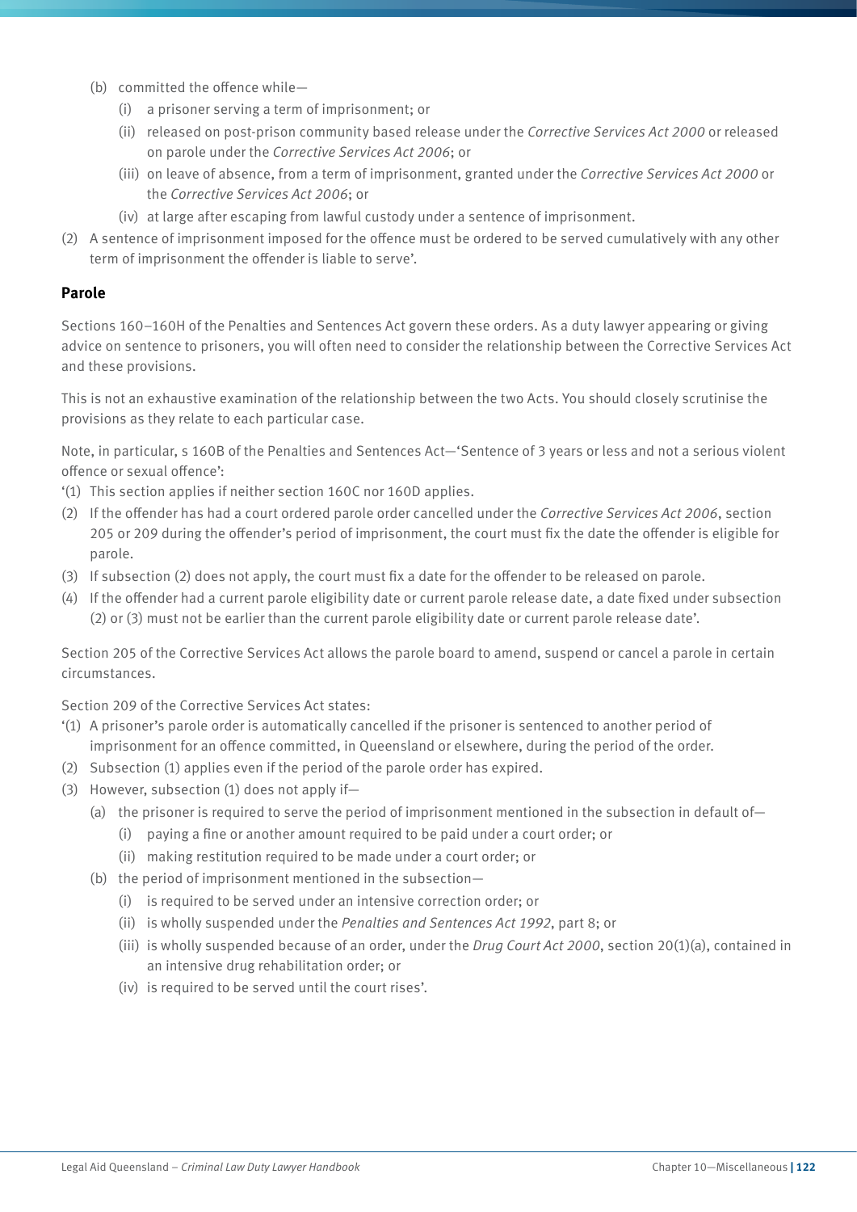- (b) committed the offence while—
  - (i) a prisoner serving a term of imprisonment; or
  - (ii) released on post-prison community based release under the *Corrective Services Act 2000* or released on parole under the *Corrective Services Act 2006*; or
  - (iii) on leave of absence, from a term of imprisonment, granted under the *Corrective Services Act 2000* or the *Corrective Services Act 2006*; or
  - (iv) at large after escaping from lawful custody under a sentence of imprisonment.

(2) A sentence of imprisonment imposed for the offence must be ordered to be served cumulatively with any other term of imprisonment the offender is liable to serve'.

**Parole**

Sections 160–160H of the Penalties and Sentences Act govern these orders. As a duty lawyer appearing or giving advice on sentence to prisoners, you will often need to consider the relationship between the Corrective Services Act and these provisions.

This is not an exhaustive examination of the relationship between the two Acts. You should closely scrutinise the provisions as they relate to each particular case.

Note, in particular, s 160B of the Penalties and Sentences Act—'Sentence of 3 years or less and not a serious violent offence or sexual offence':

'(1) This section applies if neither section 160C nor 160D applies.

(2) If the offender has had a court ordered parole order cancelled under the *Corrective Services Act 2006*, section 205 or 209 during the offender's period of imprisonment, the court must fix the date the offender is eligible for parole.

(3) If subsection (2) does not apply, the court must fix a date for the offender to be released on parole.

(4) If the offender had a current parole eligibility date or current parole release date, a date fixed under subsection (2) or (3) must not be earlier than the current parole eligibility date or current parole release date'.

Section 205 of the Corrective Services Act allows the parole board to amend, suspend or cancel a parole in certain circumstances.

Section 209 of the Corrective Services Act states:

'(1) A prisoner's parole order is automatically cancelled if the prisoner is sentenced to another period of imprisonment for an offence committed, in Queensland or elsewhere, during the period of the order.

(2) Subsection (1) applies even if the period of the parole order has expired.

(3) However, subsection (1) does not apply if—

- (a) the prisoner is required to serve the period of imprisonment mentioned in the subsection in default of—
  - (i) paying a fine or another amount required to be paid under a court order; or
  - (ii) making restitution required to be made under a court order; or
- (b) the period of imprisonment mentioned in the subsection—
  - (i) is required to be served under an intensive correction order; or
  - (ii) is wholly suspended under the *Penalties and Sentences Act 1992*, part 8; or
  - (iii) is wholly suspended because of an order, under the *Drug Court Act 2000*, section 20(1)(a), contained in an intensive drug rehabilitation order; or
  - (iv) is required to be served until the court rises'.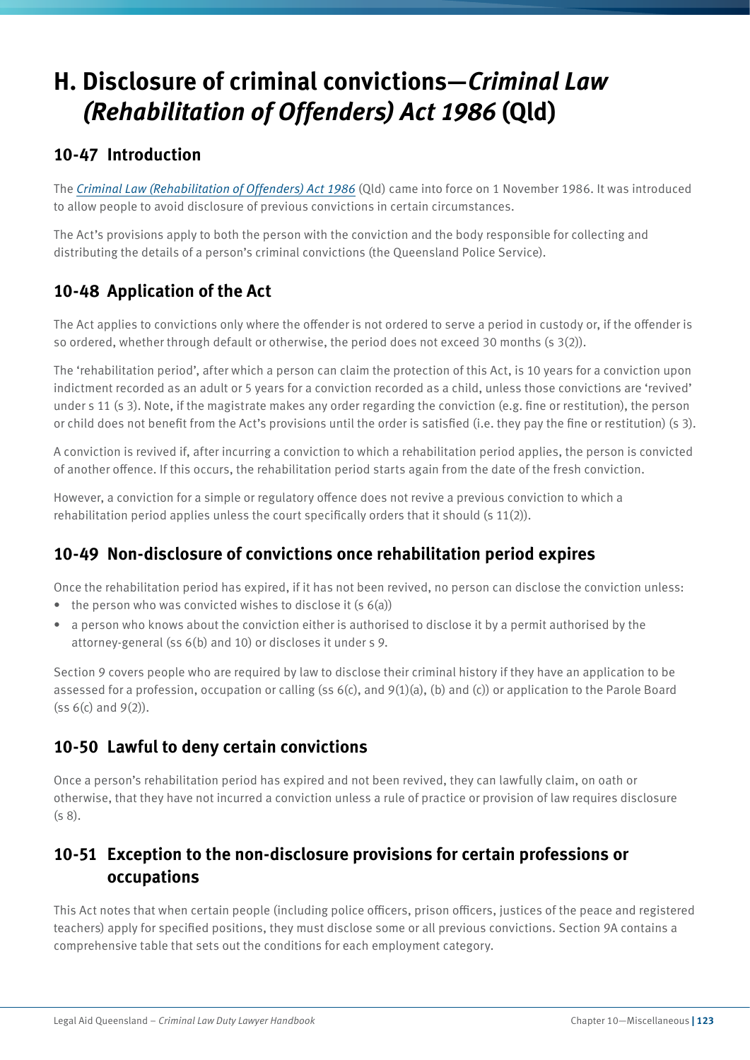# H. Disclosure of criminal convictions—*Criminal Law (Rehabilitation of Offenders) Act 1986* (Qld)

## 10-47 Introduction

The *Criminal Law (Rehabilitation of Offenders) Act 1986* (Qld) came into force on 1 November 1986. It was introduced to allow people to avoid disclosure of previous convictions in certain circumstances.

The Act's provisions apply to both the person with the conviction and the body responsible for collecting and distributing the details of a person's criminal convictions (the Queensland Police Service).

## 10-48 Application of the Act

The Act applies to convictions only where the offender is not ordered to serve a period in custody or, if the offender is so ordered, whether through default or otherwise, the period does not exceed 30 months (s 3(2)).

The 'rehabilitation period', after which a person can claim the protection of this Act, is 10 years for a conviction upon indictment recorded as an adult or 5 years for a conviction recorded as a child, unless those convictions are 'revived' under s 11 (s 3). Note, if the magistrate makes any order regarding the conviction (e.g. fine or restitution), the person or child does not benefit from the Act's provisions until the order is satisfied (i.e. they pay the fine or restitution) (s 3).

A conviction is revived if, after incurring a conviction to which a rehabilitation period applies, the person is convicted of another offence. If this occurs, the rehabilitation period starts again from the date of the fresh conviction.

However, a conviction for a simple or regulatory offence does not revive a previous conviction to which a rehabilitation period applies unless the court specifically orders that it should (s 11(2)).

## 10-49 Non-disclosure of convictions once rehabilitation period expires

Once the rehabilitation period has expired, if it has not been revived, no person can disclose the conviction unless:

- the person who was convicted wishes to disclose it (s 6(a))
- a person who knows about the conviction either is authorised to disclose it by a permit authorised by the attorney-general (ss 6(b) and 10) or discloses it under s 9.

Section 9 covers people who are required by law to disclose their criminal history if they have an application to be assessed for a profession, occupation or calling (ss 6(c), and 9(1)(a), (b) and (c)) or application to the Parole Board (ss 6(c) and 9(2)).

## 10-50 Lawful to deny certain convictions

Once a person's rehabilitation period has expired and not been revived, they can lawfully claim, on oath or otherwise, that they have not incurred a conviction unless a rule of practice or provision of law requires disclosure (s 8).

## 10-51 Exception to the non-disclosure provisions for certain professions or occupations

This Act notes that when certain people (including police officers, prison officers, justices of the peace and registered teachers) apply for specified positions, they must disclose some or all previous convictions. Section 9A contains a comprehensive table that sets out the conditions for each employment category.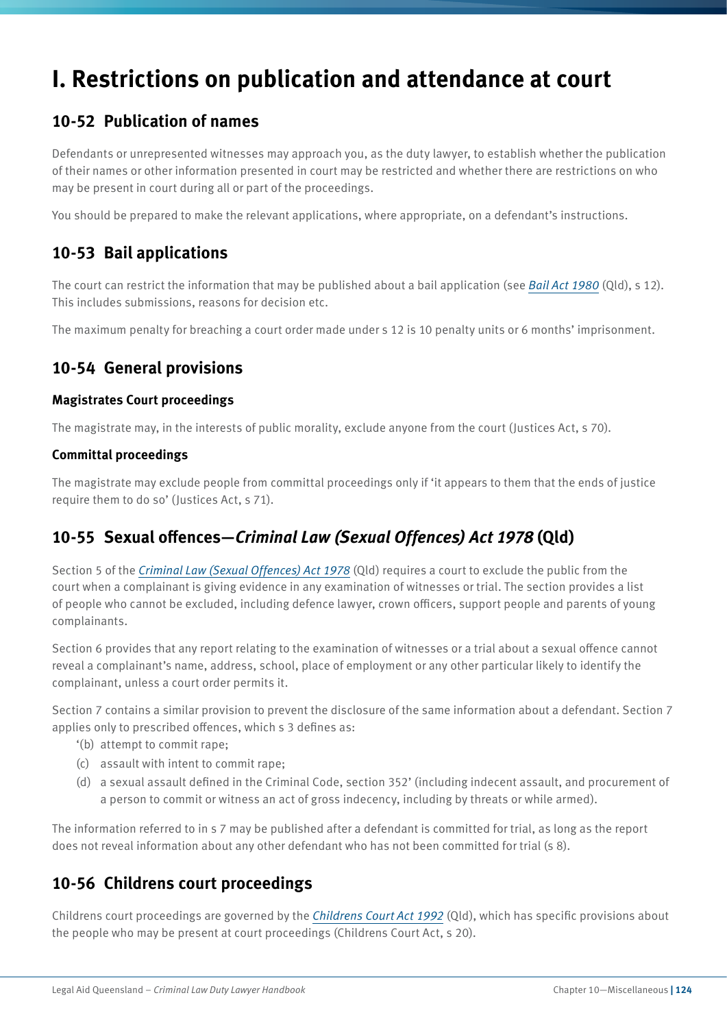# I. Restrictions on publication and attendance at court

## 10-52 Publication of names

Defendants or unrepresented witnesses may approach you, as the duty lawyer, to establish whether the publication of their names or other information presented in court may be restricted and whether there are restrictions on who may be present in court during all or part of the proceedings.

You should be prepared to make the relevant applications, where appropriate, on a defendant's instructions.

## 10-53 Bail applications

The court can restrict the information that may be published about a bail application (see *Bail Act 1980* (Qld), s 12). This includes submissions, reasons for decision etc.

The maximum penalty for breaching a court order made under s 12 is 10 penalty units or 6 months' imprisonment.

## 10-54 General provisions

### Magistrates Court proceedings

The magistrate may, in the interests of public morality, exclude anyone from the court (Justices Act, s 70).

### Committal proceedings

The magistrate may exclude people from committal proceedings only if 'it appears to them that the ends of justice require them to do so' (Justices Act, s 71).

## 10-55 Sexual offences—*Criminal Law (Sexual Offences) Act 1978* (Qld)

Section 5 of the *Criminal Law (Sexual Offences) Act 1978* (Qld) requires a court to exclude the public from the court when a complainant is giving evidence in any examination of witnesses or trial. The section provides a list of people who cannot be excluded, including defence lawyer, crown officers, support people and parents of young complainants.

Section 6 provides that any report relating to the examination of witnesses or a trial about a sexual offence cannot reveal a complainant's name, address, school, place of employment or any other particular likely to identify the complainant, unless a court order permits it.

Section 7 contains a similar provision to prevent the disclosure of the same information about a defendant. Section 7 applies only to prescribed offences, which s 3 defines as:

'(b) attempt to commit rape;

(c) assault with intent to commit rape;

(d) a sexual assault defined in the Criminal Code, section 352' (including indecent assault, and procurement of a person to commit or witness an act of gross indecency, including by threats or while armed).

The information referred to in s 7 may be published after a defendant is committed for trial, as long as the report does not reveal information about any other defendant who has not been committed for trial (s 8).

## 10-56 Childrens court proceedings

Childrens court proceedings are governed by the *Childrens Court Act 1992* (Qld), which has specific provisions about the people who may be present at court proceedings (Childrens Court Act, s 20).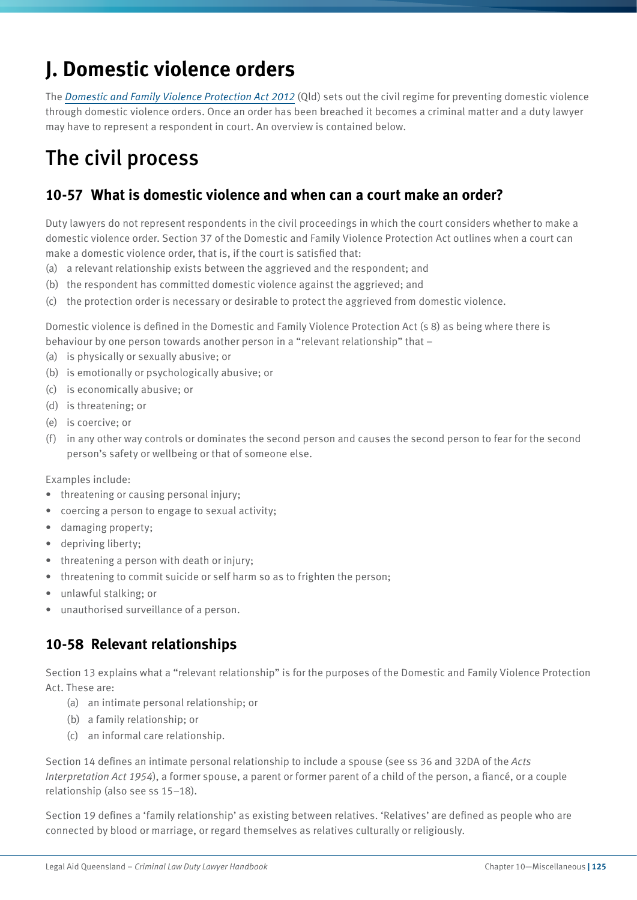# J. Domestic violence orders

The *Domestic and Family Violence Protection Act 2012* (Qld) sets out the civil regime for preventing domestic violence through domestic violence orders. Once an order has been breached it becomes a criminal matter and a duty lawyer may have to represent a respondent in court. An overview is contained below.

# The civil process

## 10-57 What is domestic violence and when can a court make an order?

Duty lawyers do not represent respondents in the civil proceedings in which the court considers whether to make a domestic violence order. Section 37 of the Domestic and Family Violence Protection Act outlines when a court can make a domestic violence order, that is, if the court is satisfied that:

(a) a relevant relationship exists between the aggrieved and the respondent; and
(b) the respondent has committed domestic violence against the aggrieved; and
(c) the protection order is necessary or desirable to protect the aggrieved from domestic violence.

Domestic violence is defined in the Domestic and Family Violence Protection Act (s 8) as being where there is behaviour by one person towards another person in a "relevant relationship" that –

(a) is physically or sexually abusive; or
(b) is emotionally or psychologically abusive; or
(c) is economically abusive; or
(d) is threatening; or
(e) is coercive; or
(f) in any other way controls or dominates the second person and causes the second person to fear for the second person's safety or wellbeing or that of someone else.

Examples include:

- threatening or causing personal injury;
- coercing a person to engage to sexual activity;
- damaging property;
- depriving liberty;
- threatening a person with death or injury;
- threatening to commit suicide or self harm so as to frighten the person;
- unlawful stalking; or
- unauthorised surveillance of a person.

## 10-58 Relevant relationships

Section 13 explains what a "relevant relationship" is for the purposes of the Domestic and Family Violence Protection Act. These are:

(a) an intimate personal relationship; or
(b) a family relationship; or
(c) an informal care relationship.

Section 14 defines an intimate personal relationship to include a spouse (see ss 36 and 32DA of the *Acts Interpretation Act 1954*), a former spouse, a parent or former parent of a child of the person, a fiancé, or a couple relationship (also see ss 15–18).

Section 19 defines a 'family relationship' as existing between relatives. 'Relatives' are defined as people who are connected by blood or marriage, or regard themselves as relatives culturally or religiously.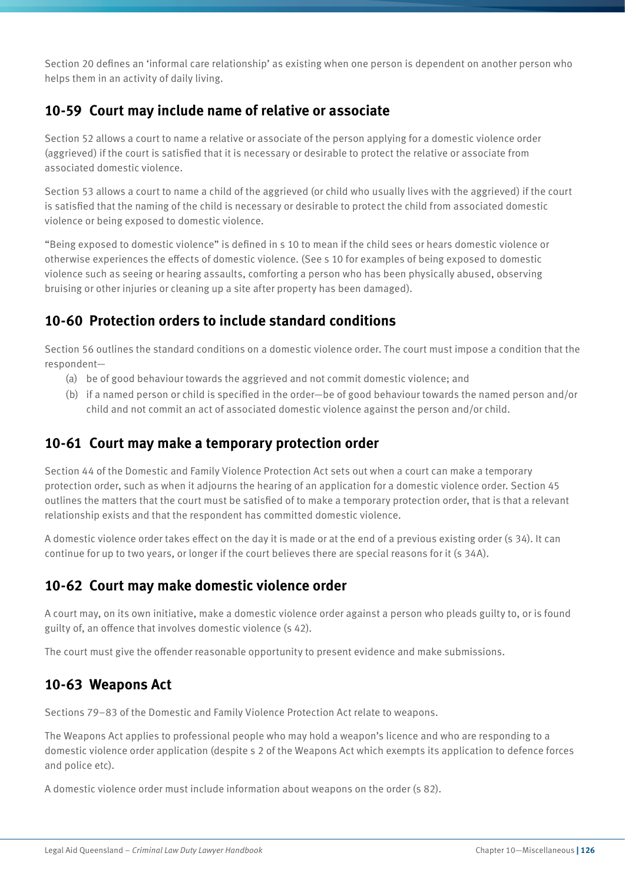Section 20 defines an 'informal care relationship' as existing when one person is dependent on another person who helps them in an activity of daily living.

## 10-59 Court may include name of relative or associate

Section 52 allows a court to name a relative or associate of the person applying for a domestic violence order (aggrieved) if the court is satisfied that it is necessary or desirable to protect the relative or associate from associated domestic violence.

Section 53 allows a court to name a child of the aggrieved (or child who usually lives with the aggrieved) if the court is satisfied that the naming of the child is necessary or desirable to protect the child from associated domestic violence or being exposed to domestic violence.

"Being exposed to domestic violence" is defined in s 10 to mean if the child sees or hears domestic violence or otherwise experiences the effects of domestic violence. (See s 10 for examples of being exposed to domestic violence such as seeing or hearing assaults, comforting a person who has been physically abused, observing bruising or other injuries or cleaning up a site after property has been damaged).

## 10-60 Protection orders to include standard conditions

Section 56 outlines the standard conditions on a domestic violence order. The court must impose a condition that the respondent—

- (a) be of good behaviour towards the aggrieved and not commit domestic violence; and
- (b) if a named person or child is specified in the order—be of good behaviour towards the named person and/or child and not commit an act of associated domestic violence against the person and/or child.

## 10-61 Court may make a temporary protection order

Section 44 of the Domestic and Family Violence Protection Act sets out when a court can make a temporary protection order, such as when it adjourns the hearing of an application for a domestic violence order. Section 45 outlines the matters that the court must be satisfied of to make a temporary protection order, that is that a relevant relationship exists and that the respondent has committed domestic violence.

A domestic violence order takes effect on the day it is made or at the end of a previous existing order (s 34). It can continue for up to two years, or longer if the court believes there are special reasons for it (s 34A).

## 10-62 Court may make domestic violence order

A court may, on its own initiative, make a domestic violence order against a person who pleads guilty to, or is found guilty of, an offence that involves domestic violence (s 42).

The court must give the offender reasonable opportunity to present evidence and make submissions.

## 10-63 Weapons Act

Sections 79–83 of the Domestic and Family Violence Protection Act relate to weapons.

The Weapons Act applies to professional people who may hold a weapon's licence and who are responding to a domestic violence order application (despite s 2 of the Weapons Act which exempts its application to defence forces and police etc).

A domestic violence order must include information about weapons on the order (s 82).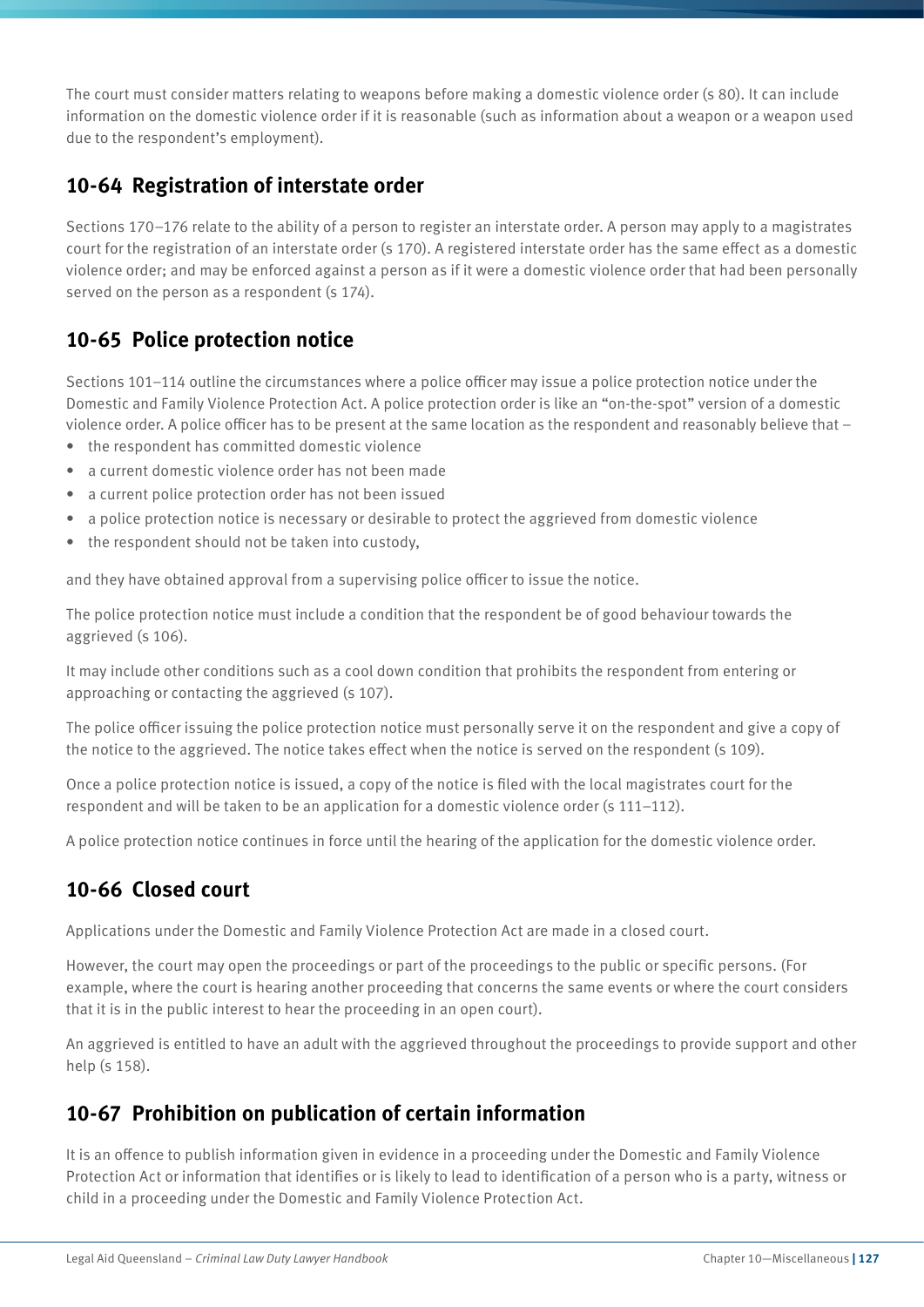The court must consider matters relating to weapons before making a domestic violence order (s 80). It can include information on the domestic violence order if it is reasonable (such as information about a weapon or a weapon used due to the respondent's employment).

## 10-64 Registration of interstate order

Sections 170–176 relate to the ability of a person to register an interstate order. A person may apply to a magistrates court for the registration of an interstate order (s 170). A registered interstate order has the same effect as a domestic violence order; and may be enforced against a person as if it were a domestic violence order that had been personally served on the person as a respondent (s 174).

## 10-65 Police protection notice

Sections 101–114 outline the circumstances where a police officer may issue a police protection notice under the Domestic and Family Violence Protection Act. A police protection order is like an "on-the-spot" version of a domestic violence order. A police officer has to be present at the same location as the respondent and reasonably believe that –

- the respondent has committed domestic violence
- a current domestic violence order has not been made
- a current police protection order has not been issued
- a police protection notice is necessary or desirable to protect the aggrieved from domestic violence
- the respondent should not be taken into custody,

and they have obtained approval from a supervising police officer to issue the notice.

The police protection notice must include a condition that the respondent be of good behaviour towards the aggrieved (s 106).

It may include other conditions such as a cool down condition that prohibits the respondent from entering or approaching or contacting the aggrieved (s 107).

The police officer issuing the police protection notice must personally serve it on the respondent and give a copy of the notice to the aggrieved. The notice takes effect when the notice is served on the respondent (s 109).

Once a police protection notice is issued, a copy of the notice is filed with the local magistrates court for the respondent and will be taken to be an application for a domestic violence order (s 111–112).

A police protection notice continues in force until the hearing of the application for the domestic violence order.

## 10-66 Closed court

Applications under the Domestic and Family Violence Protection Act are made in a closed court.

However, the court may open the proceedings or part of the proceedings to the public or specific persons. (For example, where the court is hearing another proceeding that concerns the same events or where the court considers that it is in the public interest to hear the proceeding in an open court).

An aggrieved is entitled to have an adult with the aggrieved throughout the proceedings to provide support and other help (s 158).

## 10-67 Prohibition on publication of certain information

It is an offence to publish information given in evidence in a proceeding under the Domestic and Family Violence Protection Act or information that identifies or is likely to lead to identification of a person who is a party, witness or child in a proceeding under the Domestic and Family Violence Protection Act.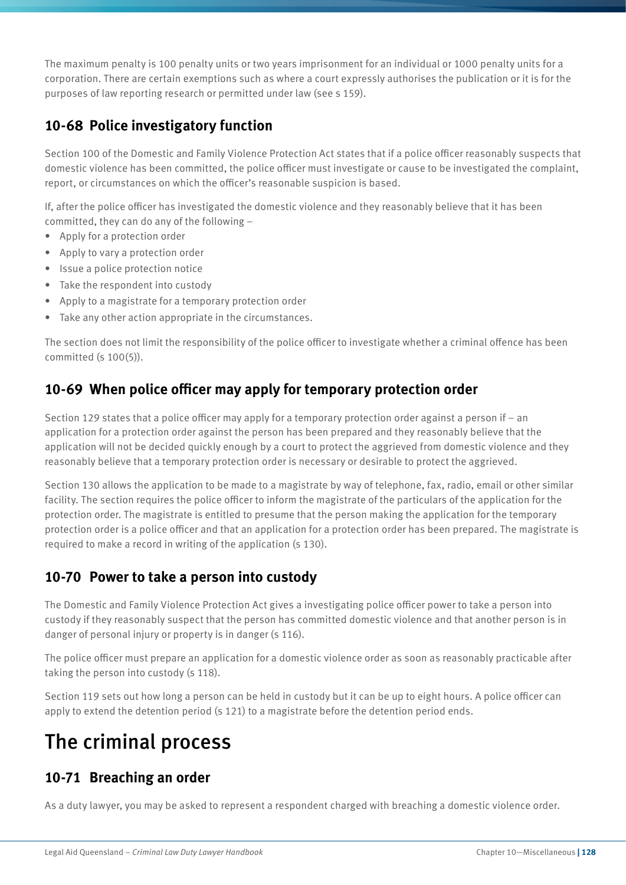The maximum penalty is 100 penalty units or two years imprisonment for an individual or 1000 penalty units for a corporation. There are certain exemptions such as where a court expressly authorises the publication or it is for the purposes of law reporting research or permitted under law (see s 159).

### 10-68 Police investigatory function

Section 100 of the Domestic and Family Violence Protection Act states that if a police officer reasonably suspects that domestic violence has been committed, the police officer must investigate or cause to be investigated the complaint, report, or circumstances on which the officer's reasonable suspicion is based.

If, after the police officer has investigated the domestic violence and they reasonably believe that it has been committed, they can do any of the following –

- Apply for a protection order
- Apply to vary a protection order
- Issue a police protection notice
- Take the respondent into custody
- Apply to a magistrate for a temporary protection order
- Take any other action appropriate in the circumstances.

The section does not limit the responsibility of the police officer to investigate whether a criminal offence has been committed (s 100(5)).

### 10-69 When police officer may apply for temporary protection order

Section 129 states that a police officer may apply for a temporary protection order against a person if – an application for a protection order against the person has been prepared and they reasonably believe that the application will not be decided quickly enough by a court to protect the aggrieved from domestic violence and they reasonably believe that a temporary protection order is necessary or desirable to protect the aggrieved.

Section 130 allows the application to be made to a magistrate by way of telephone, fax, radio, email or other similar facility. The section requires the police officer to inform the magistrate of the particulars of the application for the protection order. The magistrate is entitled to presume that the person making the application for the temporary protection order is a police officer and that an application for a protection order has been prepared. The magistrate is required to make a record in writing of the application (s 130).

### 10-70 Power to take a person into custody

The Domestic and Family Violence Protection Act gives a investigating police officer power to take a person into custody if they reasonably suspect that the person has committed domestic violence and that another person is in danger of personal injury or property is in danger (s 116).

The police officer must prepare an application for a domestic violence order as soon as reasonably practicable after taking the person into custody (s 118).

Section 119 sets out how long a person can be held in custody but it can be up to eight hours. A police officer can apply to extend the detention period (s 121) to a magistrate before the detention period ends.

## The criminal process

### 10-71 Breaching an order

As a duty lawyer, you may be asked to represent a respondent charged with breaching a domestic violence order.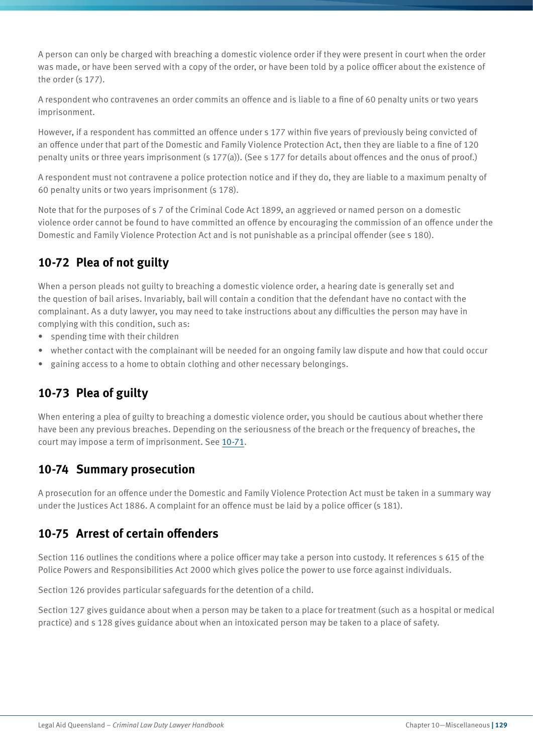A person can only be charged with breaching a domestic violence order if they were present in court when the order was made, or have been served with a copy of the order, or have been told by a police officer about the existence of the order (s 177).

A respondent who contravenes an order commits an offence and is liable to a fine of 60 penalty units or two years imprisonment.

However, if a respondent has committed an offence under s 177 within five years of previously being convicted of an offence under that part of the Domestic and Family Violence Protection Act, then they are liable to a fine of 120 penalty units or three years imprisonment (s 177(a)). (See s 177 for details about offences and the onus of proof.)

A respondent must not contravene a police protection notice and if they do, they are liable to a maximum penalty of 60 penalty units or two years imprisonment (s 178).

Note that for the purposes of s 7 of the Criminal Code Act 1899, an aggrieved or named person on a domestic violence order cannot be found to have committed an offence by encouraging the commission of an offence under the Domestic and Family Violence Protection Act and is not punishable as a principal offender (see s 180).

## 10-72 Plea of not guilty

When a person pleads not guilty to breaching a domestic violence order, a hearing date is generally set and the question of bail arises. Invariably, bail will contain a condition that the defendant have no contact with the complainant. As a duty lawyer, you may need to take instructions about any difficulties the person may have in complying with this condition, such as:

- spending time with their children
- whether contact with the complainant will be needed for an ongoing family law dispute and how that could occur
- gaining access to a home to obtain clothing and other necessary belongings.

## 10-73 Plea of guilty

When entering a plea of guilty to breaching a domestic violence order, you should be cautious about whether there have been any previous breaches. Depending on the seriousness of the breach or the frequency of breaches, the court may impose a term of imprisonment. See 10-71.

## 10-74 Summary prosecution

A prosecution for an offence under the Domestic and Family Violence Protection Act must be taken in a summary way under the Justices Act 1886. A complaint for an offence must be laid by a police officer (s 181).

## 10-75 Arrest of certain offenders

Section 116 outlines the conditions where a police officer may take a person into custody. It references s 615 of the Police Powers and Responsibilities Act 2000 which gives police the power to use force against individuals.

Section 126 provides particular safeguards for the detention of a child.

Section 127 gives guidance about when a person may be taken to a place for treatment (such as a hospital or medical practice) and s 128 gives guidance about when an intoxicated person may be taken to a place of safety.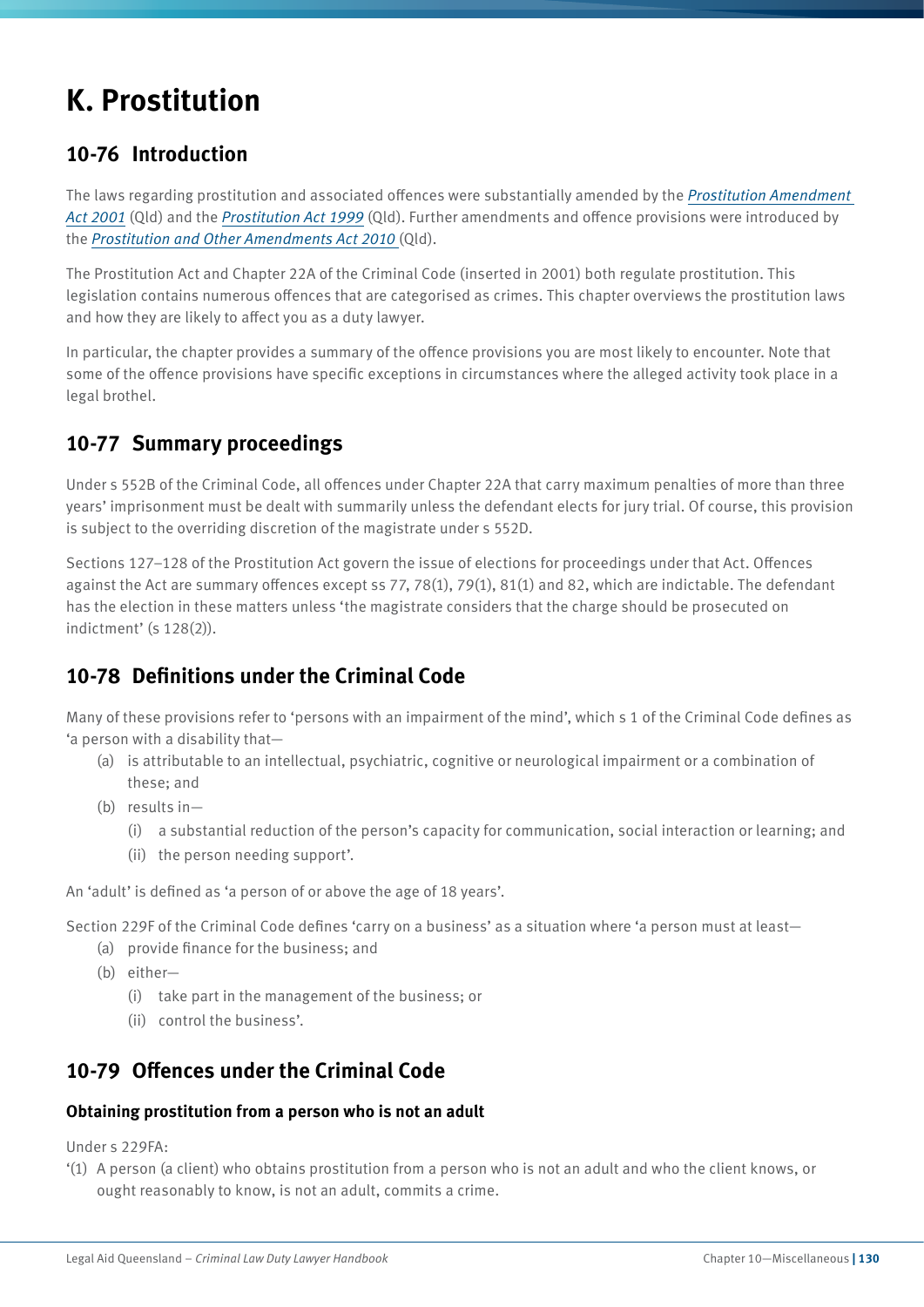# K. Prostitution

## 10-76 Introduction

The laws regarding prostitution and associated offences were substantially amended by the *Prostitution Amendment Act 2001* (Qld) and the *Prostitution Act 1999* (Qld). Further amendments and offence provisions were introduced by the *Prostitution and Other Amendments Act 2010* (Qld).

The Prostitution Act and Chapter 22A of the Criminal Code (inserted in 2001) both regulate prostitution. This legislation contains numerous offences that are categorised as crimes. This chapter overviews the prostitution laws and how they are likely to affect you as a duty lawyer.

In particular, the chapter provides a summary of the offence provisions you are most likely to encounter. Note that some of the offence provisions have specific exceptions in circumstances where the alleged activity took place in a legal brothel.

## 10-77 Summary proceedings

Under s 552B of the Criminal Code, all offences under Chapter 22A that carry maximum penalties of more than three years' imprisonment must be dealt with summarily unless the defendant elects for jury trial. Of course, this provision is subject to the overriding discretion of the magistrate under s 552D.

Sections 127–128 of the Prostitution Act govern the issue of elections for proceedings under that Act. Offences against the Act are summary offences except ss 77, 78(1), 79(1), 81(1) and 82, which are indictable. The defendant has the election in these matters unless 'the magistrate considers that the charge should be prosecuted on indictment' (s 128(2)).

## 10-78 Definitions under the Criminal Code

Many of these provisions refer to 'persons with an impairment of the mind', which s 1 of the Criminal Code defines as 'a person with a disability that—

- (a) is attributable to an intellectual, psychiatric, cognitive or neurological impairment or a combination of these; and
- (b) results in—
  - (i) a substantial reduction of the person's capacity for communication, social interaction or learning; and
  - (ii) the person needing support'.

An 'adult' is defined as 'a person of or above the age of 18 years'.

Section 229F of the Criminal Code defines 'carry on a business' as a situation where 'a person must at least—

- (a) provide finance for the business; and
- (b) either—
  - (i) take part in the management of the business; or
  - (ii) control the business'.

## 10-79 Offences under the Criminal Code

### Obtaining prostitution from a person who is not an adult

Under s 229FA:

'(1) A person (a client) who obtains prostitution from a person who is not an adult and who the client knows, or ought reasonably to know, is not an adult, commits a crime.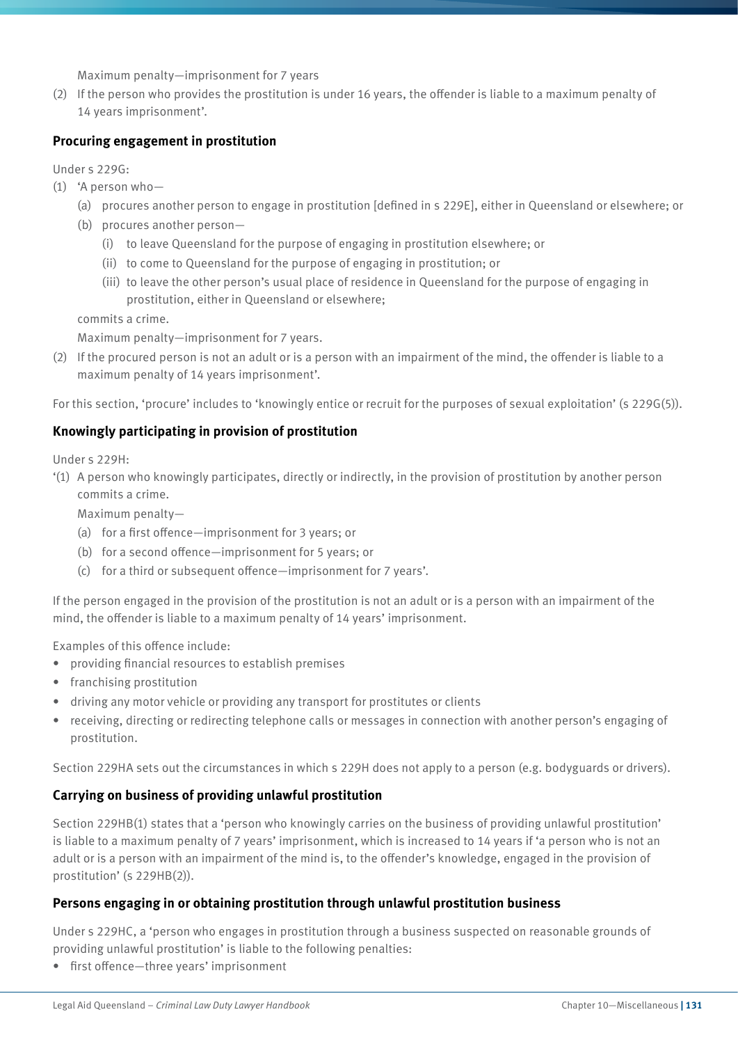Maximum penalty—imprisonment for 7 years

(2) If the person who provides the prostitution is under 16 years, the offender is liable to a maximum penalty of 14 years imprisonment'.

### Procuring engagement in prostitution

Under s 229G:

(1) 'A person who—

   (a) procures another person to engage in prostitution [defined in s 229E], either in Queensland or elsewhere; or

   (b) procures another person—

      (i) to leave Queensland for the purpose of engaging in prostitution elsewhere; or

      (ii) to come to Queensland for the purpose of engaging in prostitution; or

      (iii) to leave the other person's usual place of residence in Queensland for the purpose of engaging in prostitution, either in Queensland or elsewhere;

   commits a crime.

   Maximum penalty—imprisonment for 7 years.

(2) If the procured person is not an adult or is a person with an impairment of the mind, the offender is liable to a maximum penalty of 14 years imprisonment'.

For this section, 'procure' includes to 'knowingly entice or recruit for the purposes of sexual exploitation' (s 229G(5)).

### Knowingly participating in provision of prostitution

Under s 229H:

'(1) A person who knowingly participates, directly or indirectly, in the provision of prostitution by another person commits a crime.

   Maximum penalty—

   (a) for a first offence—imprisonment for 3 years; or

   (b) for a second offence—imprisonment for 5 years; or

   (c) for a third or subsequent offence—imprisonment for 7 years'.

If the person engaged in the provision of the prostitution is not an adult or is a person with an impairment of the mind, the offender is liable to a maximum penalty of 14 years' imprisonment.

Examples of this offence include:

- providing financial resources to establish premises
- franchising prostitution
- driving any motor vehicle or providing any transport for prostitutes or clients
- receiving, directing or redirecting telephone calls or messages in connection with another person's engaging of prostitution.

Section 229HA sets out the circumstances in which s 229H does not apply to a person (e.g. bodyguards or drivers).

### Carrying on business of providing unlawful prostitution

Section 229HB(1) states that a 'person who knowingly carries on the business of providing unlawful prostitution' is liable to a maximum penalty of 7 years' imprisonment, which is increased to 14 years if 'a person who is not an adult or is a person with an impairment of the mind is, to the offender's knowledge, engaged in the provision of prostitution' (s 229HB(2)).

### Persons engaging in or obtaining prostitution through unlawful prostitution business

Under s 229HC, a 'person who engages in prostitution through a business suspected on reasonable grounds of providing unlawful prostitution' is liable to the following penalties:

- first offence—three years' imprisonment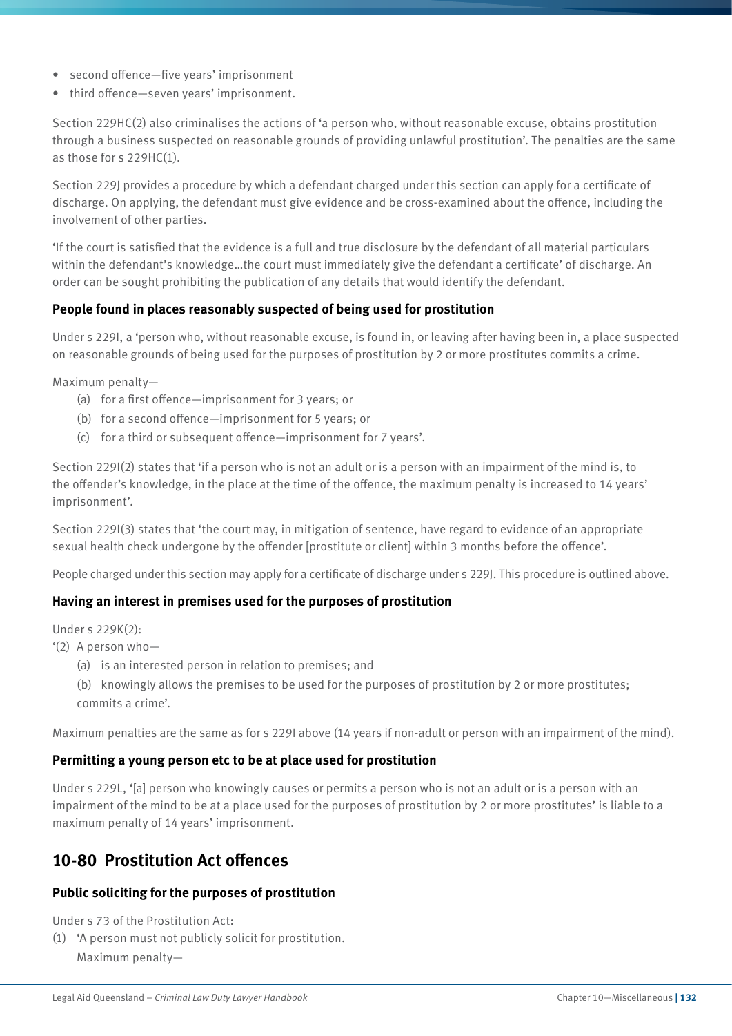- second offence—five years' imprisonment
- third offence—seven years' imprisonment.

Section 229HC(2) also criminalises the actions of 'a person who, without reasonable excuse, obtains prostitution through a business suspected on reasonable grounds of providing unlawful prostitution'. The penalties are the same as those for s 229HC(1).

Section 229J provides a procedure by which a defendant charged under this section can apply for a certificate of discharge. On applying, the defendant must give evidence and be cross-examined about the offence, including the involvement of other parties.

'If the court is satisfied that the evidence is a full and true disclosure by the defendant of all material particulars within the defendant's knowledge…the court must immediately give the defendant a certificate' of discharge. An order can be sought prohibiting the publication of any details that would identify the defendant.

### People found in places reasonably suspected of being used for prostitution

Under s 229I, a 'person who, without reasonable excuse, is found in, or leaving after having been in, a place suspected on reasonable grounds of being used for the purposes of prostitution by 2 or more prostitutes commits a crime.

Maximum penalty—

(a) for a first offence—imprisonment for 3 years; or

(b) for a second offence—imprisonment for 5 years; or

(c) for a third or subsequent offence—imprisonment for 7 years'.

Section 229I(2) states that 'if a person who is not an adult or is a person with an impairment of the mind is, to the offender's knowledge, in the place at the time of the offence, the maximum penalty is increased to 14 years' imprisonment'.

Section 229I(3) states that 'the court may, in mitigation of sentence, have regard to evidence of an appropriate sexual health check undergone by the offender [prostitute or client] within 3 months before the offence'.

People charged under this section may apply for a certificate of discharge under s 229J. This procedure is outlined above.

### Having an interest in premises used for the purposes of prostitution

Under s 229K(2):

'(2) A person who—

(a) is an interested person in relation to premises; and

(b) knowingly allows the premises to be used for the purposes of prostitution by 2 or more prostitutes; commits a crime'.

Maximum penalties are the same as for s 229I above (14 years if non-adult or person with an impairment of the mind).

### Permitting a young person etc to be at place used for prostitution

Under s 229L, '[a] person who knowingly causes or permits a person who is not an adult or is a person with an impairment of the mind to be at a place used for the purposes of prostitution by 2 or more prostitutes' is liable to a maximum penalty of 14 years' imprisonment.

## 10-80 Prostitution Act offences

### Public soliciting for the purposes of prostitution

Under s 73 of the Prostitution Act:

(1) 'A person must not publicly solicit for prostitution.

Maximum penalty—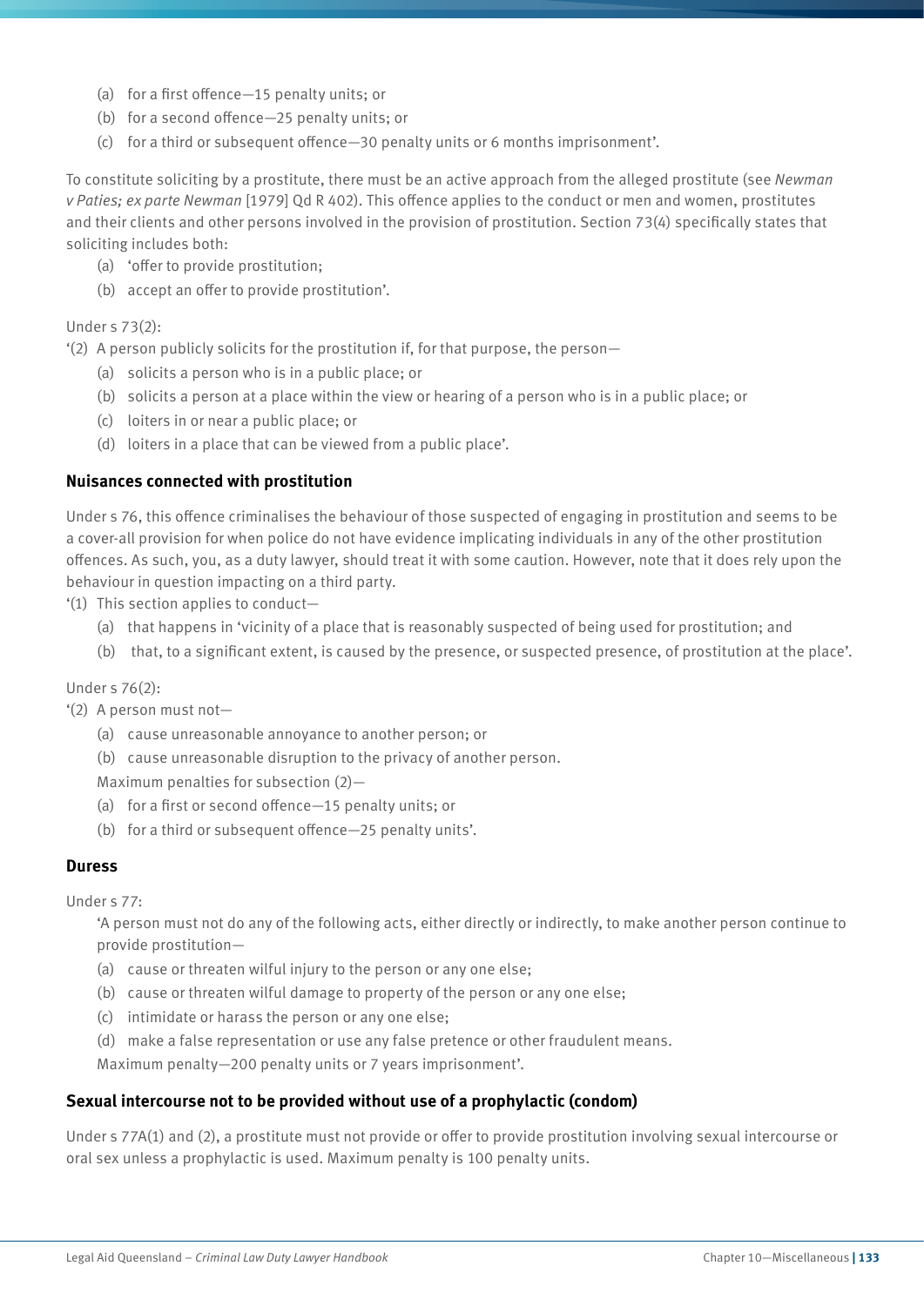(a) for a first offence—15 penalty units; or
(b) for a second offence—25 penalty units; or
(c) for a third or subsequent offence—30 penalty units or 6 months imprisonment'.

To constitute soliciting by a prostitute, there must be an active approach from the alleged prostitute (see *Newman v Paties; ex parte Newman* [1979] Qd R 402). This offence applies to the conduct or men and women, prostitutes and their clients and other persons involved in the provision of prostitution. Section 73(4) specifically states that soliciting includes both:

(a) 'offer to provide prostitution;
(b) accept an offer to provide prostitution'.

Under s 73(2):

'(2) A person publicly solicits for the prostitution if, for that purpose, the person—
(a) solicits a person who is in a public place; or
(b) solicits a person at a place within the view or hearing of a person who is in a public place; or
(c) loiters in or near a public place; or
(d) loiters in a place that can be viewed from a public place'.

### Nuisances connected with prostitution

Under s 76, this offence criminalises the behaviour of those suspected of engaging in prostitution and seems to be a cover-all provision for when police do not have evidence implicating individuals in any of the other prostitution offences. As such, you, as a duty lawyer, should treat it with some caution. However, note that it does rely upon the behaviour in question impacting on a third party.

'(1) This section applies to conduct—
(a) that happens in 'vicinity of a place that is reasonably suspected of being used for prostitution; and
(b) that, to a significant extent, is caused by the presence, or suspected presence, of prostitution at the place'.

Under s 76(2):

'(2) A person must not—
(a) cause unreasonable annoyance to another person; or
(b) cause unreasonable disruption to the privacy of another person.

Maximum penalties for subsection (2)—
(a) for a first or second offence—15 penalty units; or
(b) for a third or subsequent offence—25 penalty units'.

### Duress

Under s 77:

'A person must not do any of the following acts, either directly or indirectly, to make another person continue to provide prostitution—
(a) cause or threaten wilful injury to the person or any one else;
(b) cause or threaten wilful damage to property of the person or any one else;
(c) intimidate or harass the person or any one else;
(d) make a false representation or use any false pretence or other fraudulent means.

Maximum penalty—200 penalty units or 7 years imprisonment'.

### Sexual intercourse not to be provided without use of a prophylactic (condom)

Under s 77A(1) and (2), a prostitute must not provide or offer to provide prostitution involving sexual intercourse or oral sex unless a prophylactic is used. Maximum penalty is 100 penalty units.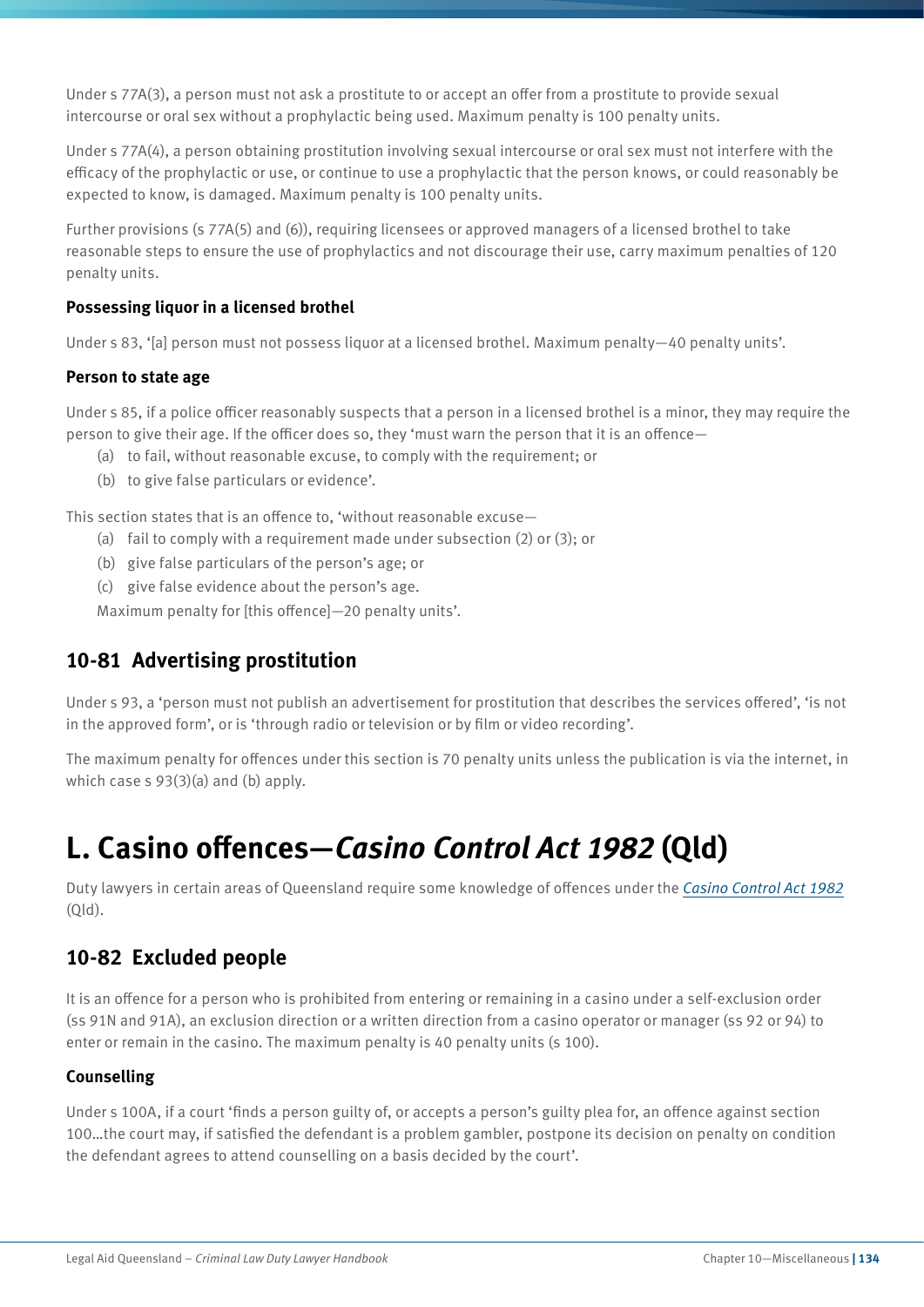Under s 77A(3), a person must not ask a prostitute to or accept an offer from a prostitute to provide sexual intercourse or oral sex without a prophylactic being used. Maximum penalty is 100 penalty units.

Under s 77A(4), a person obtaining prostitution involving sexual intercourse or oral sex must not interfere with the efficacy of the prophylactic or use, or continue to use a prophylactic that the person knows, or could reasonably be expected to know, is damaged. Maximum penalty is 100 penalty units.

Further provisions (s 77A(5) and (6)), requiring licensees or approved managers of a licensed brothel to take reasonable steps to ensure the use of prophylactics and not discourage their use, carry maximum penalties of 120 penalty units.

#### Possessing liquor in a licensed brothel

Under s 83, '[a] person must not possess liquor at a licensed brothel. Maximum penalty—40 penalty units'.

#### Person to state age

Under s 85, if a police officer reasonably suspects that a person in a licensed brothel is a minor, they may require the person to give their age. If the officer does so, they 'must warn the person that it is an offence—

(a) to fail, without reasonable excuse, to comply with the requirement; or

(b) to give false particulars or evidence'.

This section states that is an offence to, 'without reasonable excuse—

(a) fail to comply with a requirement made under subsection (2) or (3); or

(b) give false particulars of the person's age; or

(c) give false evidence about the person's age.

Maximum penalty for [this offence]—20 penalty units'.

### 10-81 Advertising prostitution

Under s 93, a 'person must not publish an advertisement for prostitution that describes the services offered', 'is not in the approved form', or is 'through radio or television or by film or video recording'.

The maximum penalty for offences under this section is 70 penalty units unless the publication is via the internet, in which case s 93(3)(a) and (b) apply.

## L. Casino offences—*Casino Control Act 1982* (Qld)

Duty lawyers in certain areas of Queensland require some knowledge of offences under the *Casino Control Act 1982* (Qld).

### 10-82 Excluded people

It is an offence for a person who is prohibited from entering or remaining in a casino under a self-exclusion order (ss 91N and 91A), an exclusion direction or a written direction from a casino operator or manager (ss 92 or 94) to enter or remain in the casino. The maximum penalty is 40 penalty units (s 100).

#### Counselling

Under s 100A, if a court 'finds a person guilty of, or accepts a person's guilty plea for, an offence against section 100…the court may, if satisfied the defendant is a problem gambler, postpone its decision on penalty on condition the defendant agrees to attend counselling on a basis decided by the court'.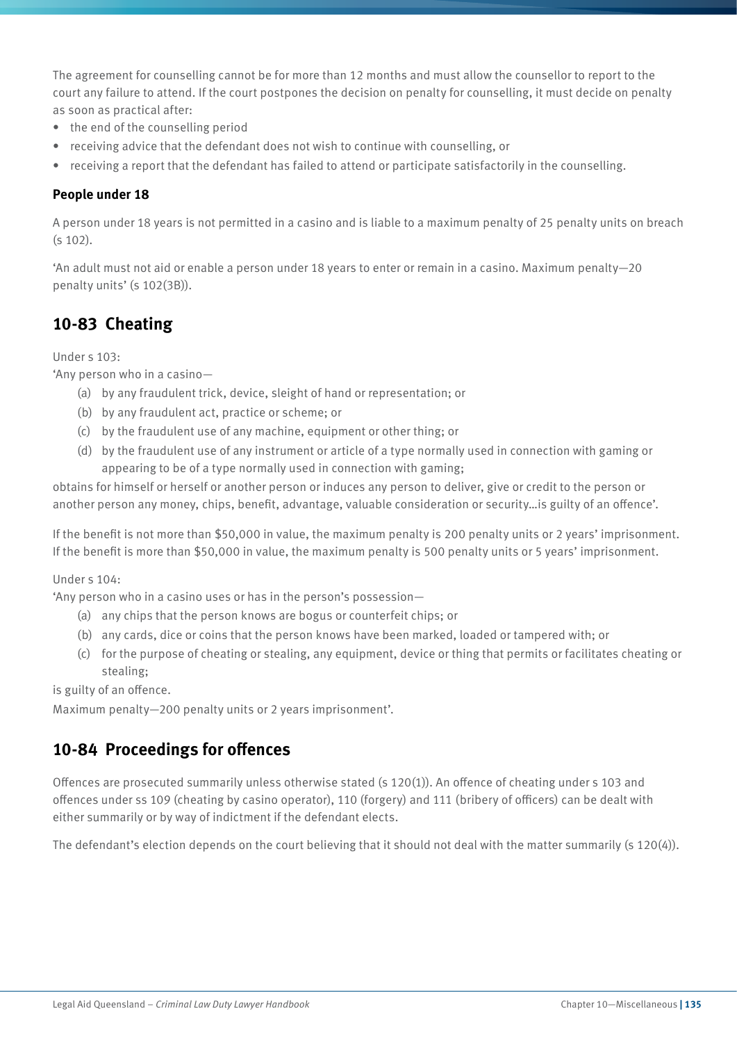The agreement for counselling cannot be for more than 12 months and must allow the counsellor to report to the court any failure to attend. If the court postpones the decision on penalty for counselling, it must decide on penalty as soon as practical after:

- the end of the counselling period
- receiving advice that the defendant does not wish to continue with counselling, or
- receiving a report that the defendant has failed to attend or participate satisfactorily in the counselling.

**People under 18**

A person under 18 years is not permitted in a casino and is liable to a maximum penalty of 25 penalty units on breach (s 102).

'An adult must not aid or enable a person under 18 years to enter or remain in a casino. Maximum penalty—20 penalty units' (s 102(3B)).

## 10-83 Cheating

Under s 103:

'Any person who in a casino—

(a) by any fraudulent trick, device, sleight of hand or representation; or

(b) by any fraudulent act, practice or scheme; or

(c) by the fraudulent use of any machine, equipment or other thing; or

(d) by the fraudulent use of any instrument or article of a type normally used in connection with gaming or appearing to be of a type normally used in connection with gaming;

obtains for himself or herself or another person or induces any person to deliver, give or credit to the person or another person any money, chips, benefit, advantage, valuable consideration or security…is guilty of an offence'.

If the benefit is not more than $50,000 in value, the maximum penalty is 200 penalty units or 2 years' imprisonment. If the benefit is more than $50,000 in value, the maximum penalty is 500 penalty units or 5 years' imprisonment.

Under s 104:

'Any person who in a casino uses or has in the person's possession—

(a) any chips that the person knows are bogus or counterfeit chips; or

(b) any cards, dice or coins that the person knows have been marked, loaded or tampered with; or

(c) for the purpose of cheating or stealing, any equipment, device or thing that permits or facilitates cheating or stealing;

is guilty of an offence.

Maximum penalty—200 penalty units or 2 years imprisonment'.

## 10-84 Proceedings for offences

Offences are prosecuted summarily unless otherwise stated (s 120(1)). An offence of cheating under s 103 and offences under ss 109 (cheating by casino operator), 110 (forgery) and 111 (bribery of officers) can be dealt with either summarily or by way of indictment if the defendant elects.

The defendant's election depends on the court believing that it should not deal with the matter summarily (s 120(4)).